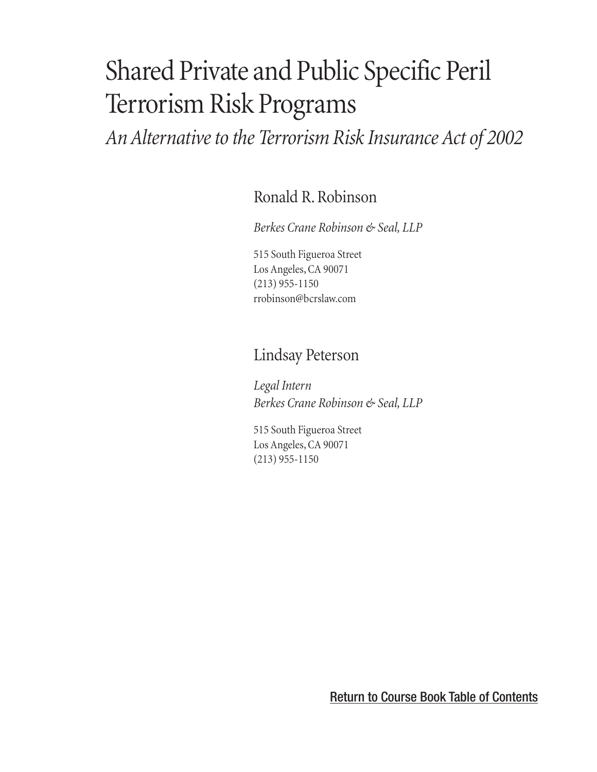# Shared Private and Public Specific Peril Terrorism Risk Programs

*An Alternative to the Terrorism Risk Insurance Act of 2002*

Ronald R. Robinson

*Berkes Crane Robinson & Seal, LLP*

515 South Figueroa Street
Los Angeles, CA 90071
(213) 955-1150
rrobinson@bcrslaw.com

Lindsay Peterson

*Legal Intern*
*Berkes Crane Robinson & Seal, LLP*

515 South Figueroa Street
Los Angeles, CA 90071
(213) 955-1150

Return to Course Book Table of Contents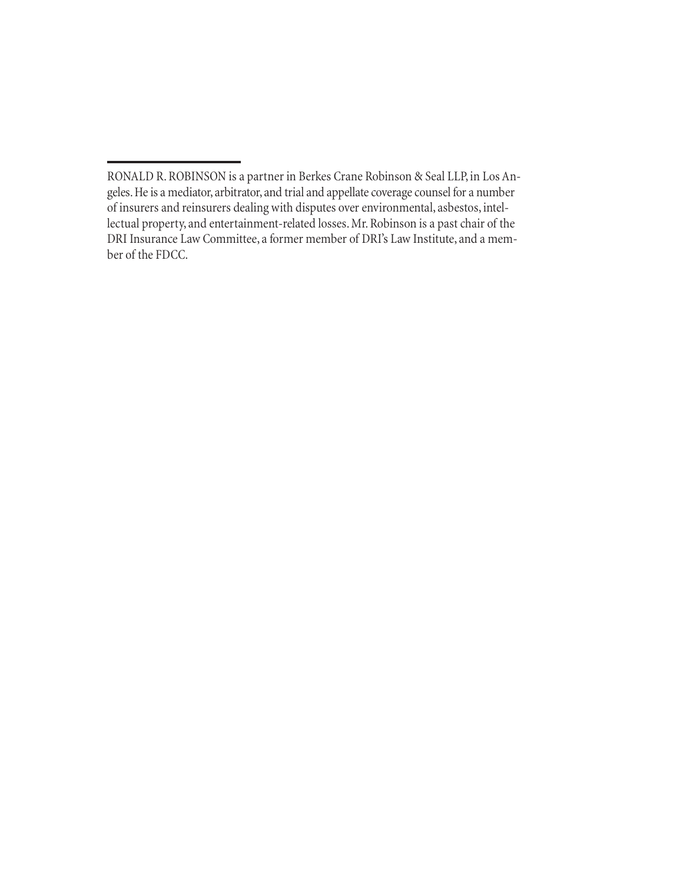RONALD R. ROBINSON is a partner in Berkes Crane Robinson & Seal LLP, in Los Angeles. He is a mediator, arbitrator, and trial and appellate coverage counsel for a number of insurers and reinsurers dealing with disputes over environmental, asbestos, intellectual property, and entertainment-related losses. Mr. Robinson is a past chair of the DRI Insurance Law Committee, a former member of DRI's Law Institute, and a member of the FDCC.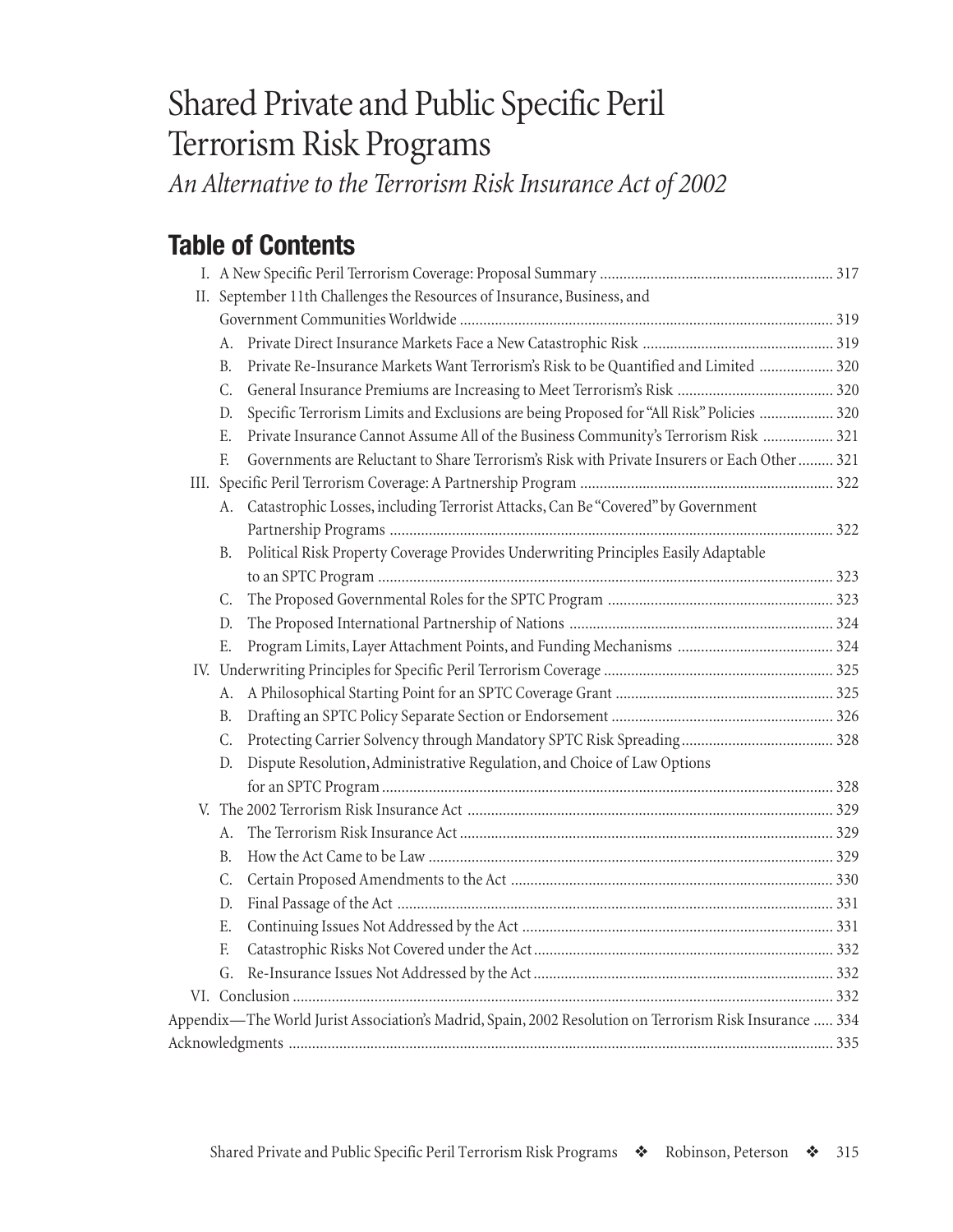# Shared Private and Public Specific Peril Terrorism Risk Programs

*An Alternative to the Terrorism Risk Insurance Act of 2002*

## Table of Contents

- I. A New Specific Peril Terrorism Coverage: Proposal Summary ... 317
- II. September 11th Challenges the Resources of Insurance, Business, and Government Communities Worldwide ... 319
  - A. Private Direct Insurance Markets Face a New Catastrophic Risk ... 319
  - B. Private Re-Insurance Markets Want Terrorism's Risk to be Quantified and Limited ... 320
  - C. General Insurance Premiums are Increasing to Meet Terrorism's Risk ... 320
  - D. Specific Terrorism Limits and Exclusions are being Proposed for "All Risk" Policies ... 320
  - E. Private Insurance Cannot Assume All of the Business Community's Terrorism Risk ... 321
  - F. Governments are Reluctant to Share Terrorism's Risk with Private Insurers or Each Other ... 321
- III. Specific Peril Terrorism Coverage: A Partnership Program ... 322
  - A. Catastrophic Losses, including Terrorist Attacks, Can Be "Covered" by Government Partnership Programs ... 322
  - B. Political Risk Property Coverage Provides Underwriting Principles Easily Adaptable to an SPTC Program ... 323
  - C. The Proposed Governmental Roles for the SPTC Program ... 323
  - D. The Proposed International Partnership of Nations ... 324
  - E. Program Limits, Layer Attachment Points, and Funding Mechanisms ... 324
- IV. Underwriting Principles for Specific Peril Terrorism Coverage ... 325
  - A. A Philosophical Starting Point for an SPTC Coverage Grant ... 325
  - B. Drafting an SPTC Policy Separate Section or Endorsement ... 326
  - C. Protecting Carrier Solvency through Mandatory SPTC Risk Spreading ... 328
  - D. Dispute Resolution, Administrative Regulation, and Choice of Law Options for an SPTC Program ... 328
- V. The 2002 Terrorism Risk Insurance Act ... 329
  - A. The Terrorism Risk Insurance Act ... 329
  - B. How the Act Came to be Law ... 329
  - C. Certain Proposed Amendments to the Act ... 330
  - D. Final Passage of the Act ... 331
  - E. Continuing Issues Not Addressed by the Act ... 331
  - F. Catastrophic Risks Not Covered under the Act ... 332
  - G. Re-Insurance Issues Not Addressed by the Act ... 332
- VI. Conclusion ... 332

Appendix—The World Jurist Association's Madrid, Spain, 2002 Resolution on Terrorism Risk Insurance ... 334

Acknowledgments ... 335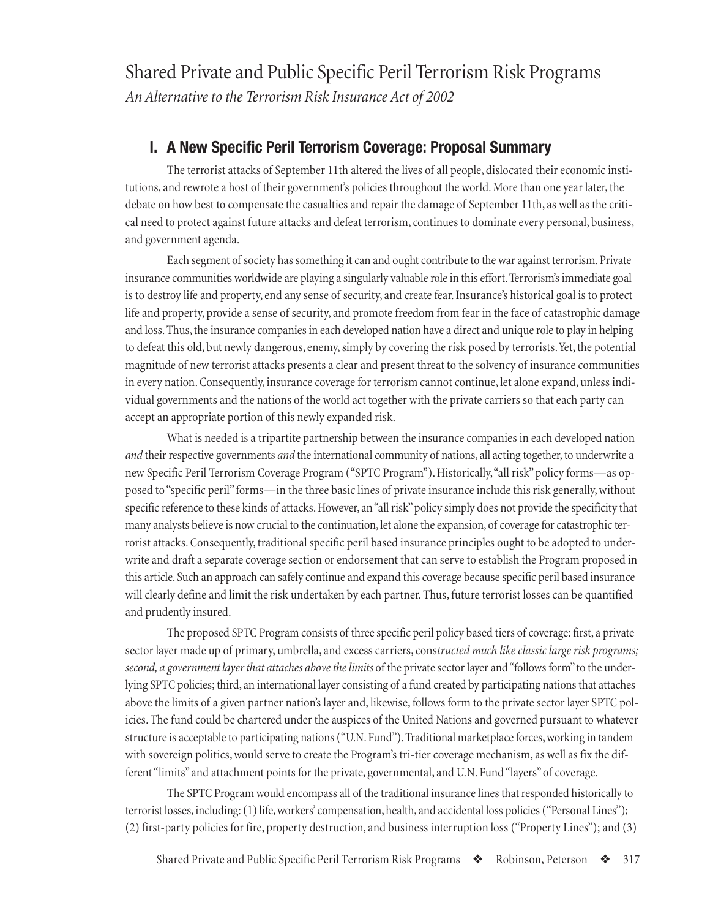# Shared Private and Public Specific Peril Terrorism Risk Programs

*An Alternative to the Terrorism Risk Insurance Act of 2002*

## I. A New Specific Peril Terrorism Coverage: Proposal Summary

The terrorist attacks of September 11th altered the lives of all people, dislocated their economic institutions, and rewrote a host of their government's policies throughout the world. More than one year later, the debate on how best to compensate the casualties and repair the damage of September 11th, as well as the critical need to protect against future attacks and defeat terrorism, continues to dominate every personal, business, and government agenda.

Each segment of society has something it can and ought contribute to the war against terrorism. Private insurance communities worldwide are playing a singularly valuable role in this effort. Terrorism's immediate goal is to destroy life and property, end any sense of security, and create fear. Insurance's historical goal is to protect life and property, provide a sense of security, and promote freedom from fear in the face of catastrophic damage and loss. Thus, the insurance companies in each developed nation have a direct and unique role to play in helping to defeat this old, but newly dangerous, enemy, simply by covering the risk posed by terrorists. Yet, the potential magnitude of new terrorist attacks presents a clear and present threat to the solvency of insurance communities in every nation. Consequently, insurance coverage for terrorism cannot continue, let alone expand, unless individual governments and the nations of the world act together with the private carriers so that each party can accept an appropriate portion of this newly expanded risk.

What is needed is a tripartite partnership between the insurance companies in each developed nation *and* their respective governments *and* the international community of nations, all acting together, to underwrite a new Specific Peril Terrorism Coverage Program ("SPTC Program"). Historically, "all risk" policy forms—as opposed to "specific peril" forms—in the three basic lines of private insurance include this risk generally, without specific reference to these kinds of attacks. However, an "all risk" policy simply does not provide the specificity that many analysts believe is now crucial to the continuation, let alone the expansion, of coverage for catastrophic terrorist attacks. Consequently, traditional specific peril based insurance principles ought to be adopted to underwrite and draft a separate coverage section or endorsement that can serve to establish the Program proposed in this article. Such an approach can safely continue and expand this coverage because specific peril based insurance will clearly define and limit the risk undertaken by each partner. Thus, future terrorist losses can be quantified and prudently insured.

The proposed SPTC Program consists of three specific peril policy based tiers of coverage: first, a private sector layer made up of primary, umbrella, and excess carriers, cons*tructed much like classic large risk programs; second, a government layer that attaches above the limits* of the private sector layer and "follows form" to the underlying SPTC policies; third, an international layer consisting of a fund created by participating nations that attaches above the limits of a given partner nation's layer and, likewise, follows form to the private sector layer SPTC policies. The fund could be chartered under the auspices of the United Nations and governed pursuant to whatever structure is acceptable to participating nations ("U.N. Fund"). Traditional marketplace forces, working in tandem with sovereign politics, would serve to create the Program's tri-tier coverage mechanism, as well as fix the different "limits" and attachment points for the private, governmental, and U.N. Fund "layers" of coverage.

The SPTC Program would encompass all of the traditional insurance lines that responded historically to terrorist losses, including: (1) life, workers' compensation, health, and accidental loss policies ("Personal Lines"); (2) first-party policies for fire, property destruction, and business interruption loss ("Property Lines"); and (3)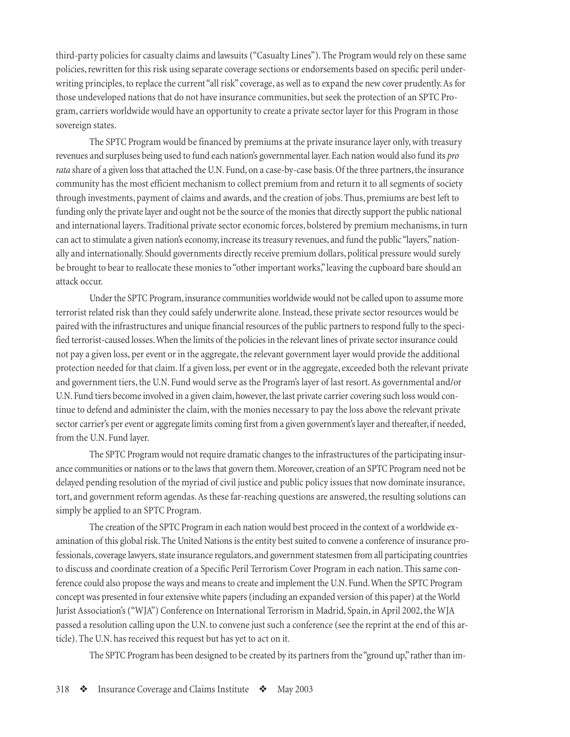third-party policies for casualty claims and lawsuits ("Casualty Lines"). The Program would rely on these same policies, rewritten for this risk using separate coverage sections or endorsements based on specific peril underwriting principles, to replace the current "all risk" coverage, as well as to expand the new cover prudently. As for those undeveloped nations that do not have insurance communities, but seek the protection of an SPTC Program, carriers worldwide would have an opportunity to create a private sector layer for this Program in those sovereign states.

The SPTC Program would be financed by premiums at the private insurance layer only, with treasury revenues and surpluses being used to fund each nation's governmental layer. Each nation would also fund its *pro rata* share of a given loss that attached the U.N. Fund, on a case-by-case basis. Of the three partners, the insurance community has the most efficient mechanism to collect premium from and return it to all segments of society through investments, payment of claims and awards, and the creation of jobs. Thus, premiums are best left to funding only the private layer and ought not be the source of the monies that directly support the public national and international layers. Traditional private sector economic forces, bolstered by premium mechanisms, in turn can act to stimulate a given nation's economy, increase its treasury revenues, and fund the public "layers," nationally and internationally. Should governments directly receive premium dollars, political pressure would surely be brought to bear to reallocate these monies to "other important works," leaving the cupboard bare should an attack occur.

Under the SPTC Program, insurance communities worldwide would not be called upon to assume more terrorist related risk than they could safely underwrite alone. Instead, these private sector resources would be paired with the infrastructures and unique financial resources of the public partners to respond fully to the specified terrorist-caused losses. When the limits of the policies in the relevant lines of private sector insurance could not pay a given loss, per event or in the aggregate, the relevant government layer would provide the additional protection needed for that claim. If a given loss, per event or in the aggregate, exceeded both the relevant private and government tiers, the U.N. Fund would serve as the Program's layer of last resort. As governmental and/or U.N. Fund tiers become involved in a given claim, however, the last private carrier covering such loss would continue to defend and administer the claim, with the monies necessary to pay the loss above the relevant private sector carrier's per event or aggregate limits coming first from a given government's layer and thereafter, if needed, from the U.N. Fund layer.

The SPTC Program would not require dramatic changes to the infrastructures of the participating insurance communities or nations or to the laws that govern them. Moreover, creation of an SPTC Program need not be delayed pending resolution of the myriad of civil justice and public policy issues that now dominate insurance, tort, and government reform agendas. As these far-reaching questions are answered, the resulting solutions can simply be applied to an SPTC Program.

The creation of the SPTC Program in each nation would best proceed in the context of a worldwide examination of this global risk. The United Nations is the entity best suited to convene a conference of insurance professionals, coverage lawyers, state insurance regulators, and government statesmen from all participating countries to discuss and coordinate creation of a Specific Peril Terrorism Cover Program in each nation. This same conference could also propose the ways and means to create and implement the U.N. Fund. When the SPTC Program concept was presented in four extensive white papers (including an expanded version of this paper) at the World Jurist Association's ("WJA") Conference on International Terrorism in Madrid, Spain, in April 2002, the WJA passed a resolution calling upon the U.N. to convene just such a conference (see the reprint at the end of this article). The U.N. has received this request but has yet to act on it.

The SPTC Program has been designed to be created by its partners from the "ground up," rather than im-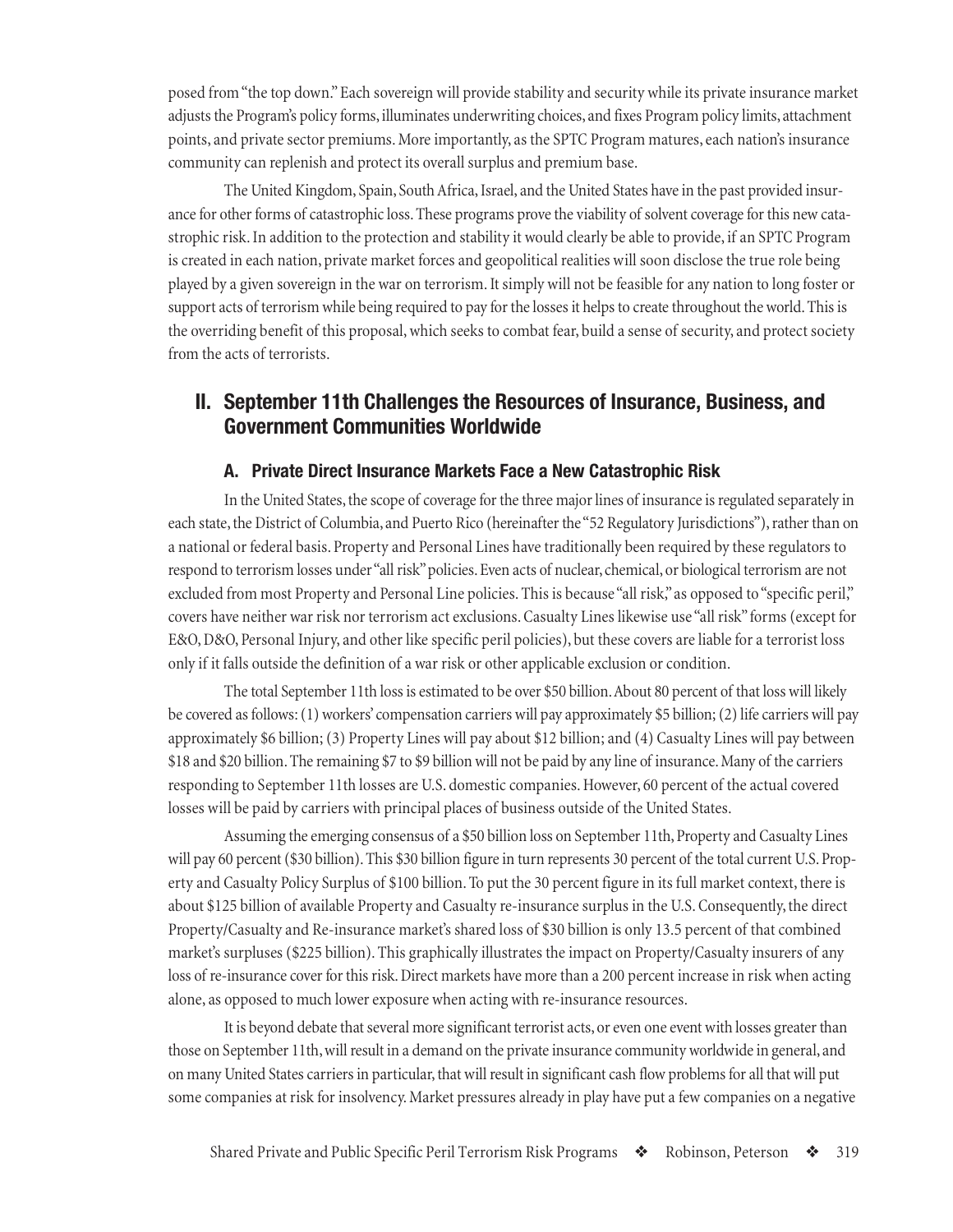posed from "the top down." Each sovereign will provide stability and security while its private insurance market adjusts the Program's policy forms, illuminates underwriting choices, and fixes Program policy limits, attachment points, and private sector premiums. More importantly, as the SPTC Program matures, each nation's insurance community can replenish and protect its overall surplus and premium base.

The United Kingdom, Spain, South Africa, Israel, and the United States have in the past provided insurance for other forms of catastrophic loss. These programs prove the viability of solvent coverage for this new catastrophic risk. In addition to the protection and stability it would clearly be able to provide, if an SPTC Program is created in each nation, private market forces and geopolitical realities will soon disclose the true role being played by a given sovereign in the war on terrorism. It simply will not be feasible for any nation to long foster or support acts of terrorism while being required to pay for the losses it helps to create throughout the world. This is the overriding benefit of this proposal, which seeks to combat fear, build a sense of security, and protect society from the acts of terrorists.

## II. September 11th Challenges the Resources of Insurance, Business, and Government Communities Worldwide

### A. Private Direct Insurance Markets Face a New Catastrophic Risk

In the United States, the scope of coverage for the three major lines of insurance is regulated separately in each state, the District of Columbia, and Puerto Rico (hereinafter the "52 Regulatory Jurisdictions"), rather than on a national or federal basis. Property and Personal Lines have traditionally been required by these regulators to respond to terrorism losses under "all risk" policies. Even acts of nuclear, chemical, or biological terrorism are not excluded from most Property and Personal Line policies. This is because "all risk," as opposed to "specific peril," covers have neither war risk nor terrorism act exclusions. Casualty Lines likewise use "all risk" forms (except for E&O, D&O, Personal Injury, and other like specific peril policies), but these covers are liable for a terrorist loss only if it falls outside the definition of a war risk or other applicable exclusion or condition.

The total September 11th loss is estimated to be over $50 billion. About 80 percent of that loss will likely be covered as follows: (1) workers' compensation carriers will pay approximately $5 billion; (2) life carriers will pay approximately $6 billion; (3) Property Lines will pay about $12 billion; and (4) Casualty Lines will pay between $18 and $20 billion. The remaining $7 to $9 billion will not be paid by any line of insurance. Many of the carriers responding to September 11th losses are U.S. domestic companies. However, 60 percent of the actual covered losses will be paid by carriers with principal places of business outside of the United States.

Assuming the emerging consensus of a $50 billion loss on September 11th, Property and Casualty Lines will pay 60 percent ($30 billion). This $30 billion figure in turn represents 30 percent of the total current U.S. Property and Casualty Policy Surplus of $100 billion. To put the 30 percent figure in its full market context, there is about $125 billion of available Property and Casualty re-insurance surplus in the U.S. Consequently, the direct Property/Casualty and Re-insurance market's shared loss of $30 billion is only 13.5 percent of that combined market's surpluses ($225 billion). This graphically illustrates the impact on Property/Casualty insurers of any loss of re-insurance cover for this risk. Direct markets have more than a 200 percent increase in risk when acting alone, as opposed to much lower exposure when acting with re-insurance resources.

It is beyond debate that several more significant terrorist acts, or even one event with losses greater than those on September 11th, will result in a demand on the private insurance community worldwide in general, and on many United States carriers in particular, that will result in significant cash flow problems for all that will put some companies at risk for insolvency. Market pressures already in play have put a few companies on a negative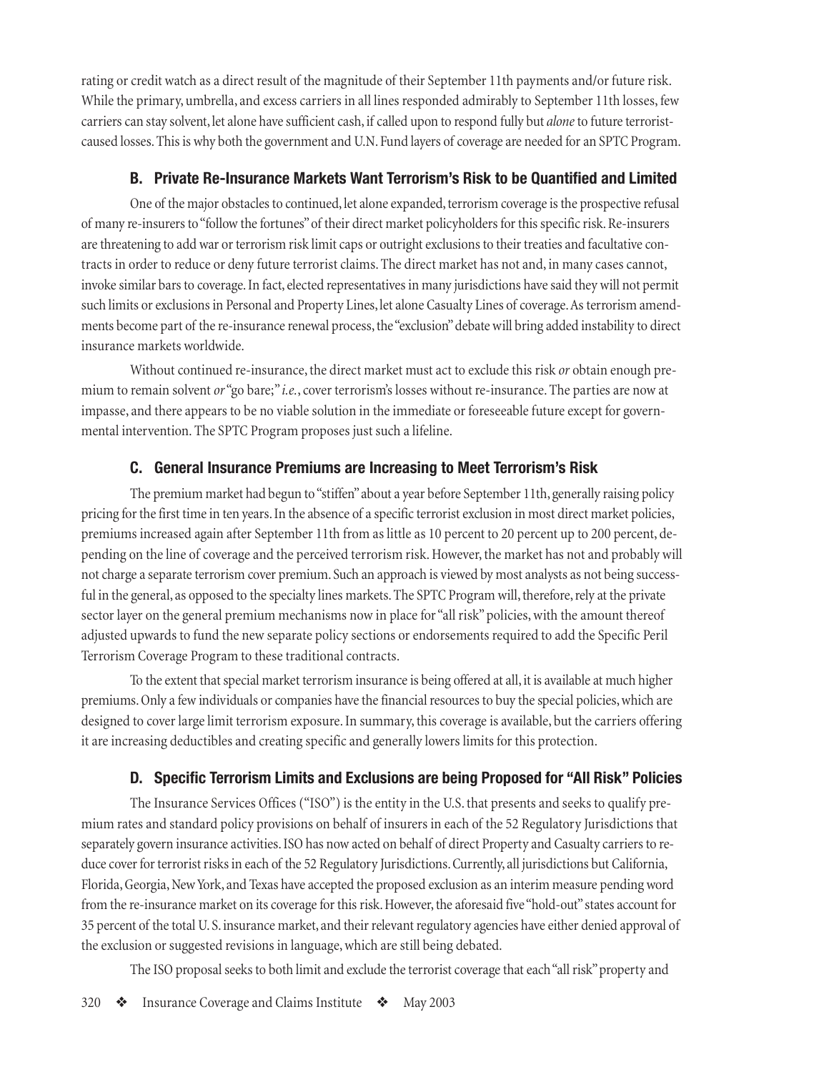rating or credit watch as a direct result of the magnitude of their September 11th payments and/or future risk. While the primary, umbrella, and excess carriers in all lines responded admirably to September 11th losses, few carriers can stay solvent, let alone have sufficient cash, if called upon to respond fully but *alone* to future terrorist-caused losses. This is why both the government and U.N. Fund layers of coverage are needed for an SPTC Program.

### B. Private Re-Insurance Markets Want Terrorism's Risk to be Quantified and Limited

One of the major obstacles to continued, let alone expanded, terrorism coverage is the prospective refusal of many re-insurers to "follow the fortunes" of their direct market policyholders for this specific risk. Re-insurers are threatening to add war or terrorism risk limit caps or outright exclusions to their treaties and facultative contracts in order to reduce or deny future terrorist claims. The direct market has not and, in many cases cannot, invoke similar bars to coverage. In fact, elected representatives in many jurisdictions have said they will not permit such limits or exclusions in Personal and Property Lines, let alone Casualty Lines of coverage. As terrorism amendments become part of the re-insurance renewal process, the "exclusion" debate will bring added instability to direct insurance markets worldwide.

Without continued re-insurance, the direct market must act to exclude this risk *or* obtain enough premium to remain solvent *or* "go bare;" *i.e.*, cover terrorism's losses without re-insurance. The parties are now at impasse, and there appears to be no viable solution in the immediate or foreseeable future except for governmental intervention. The SPTC Program proposes just such a lifeline.

### C. General Insurance Premiums are Increasing to Meet Terrorism's Risk

The premium market had begun to "stiffen" about a year before September 11th, generally raising policy pricing for the first time in ten years. In the absence of a specific terrorist exclusion in most direct market policies, premiums increased again after September 11th from as little as 10 percent to 20 percent up to 200 percent, depending on the line of coverage and the perceived terrorism risk. However, the market has not and probably will not charge a separate terrorism cover premium. Such an approach is viewed by most analysts as not being successful in the general, as opposed to the specialty lines markets. The SPTC Program will, therefore, rely at the private sector layer on the general premium mechanisms now in place for "all risk" policies, with the amount thereof adjusted upwards to fund the new separate policy sections or endorsements required to add the Specific Peril Terrorism Coverage Program to these traditional contracts.

To the extent that special market terrorism insurance is being offered at all, it is available at much higher premiums. Only a few individuals or companies have the financial resources to buy the special policies, which are designed to cover large limit terrorism exposure. In summary, this coverage is available, but the carriers offering it are increasing deductibles and creating specific and generally lowers limits for this protection.

### D. Specific Terrorism Limits and Exclusions are being Proposed for "All Risk" Policies

The Insurance Services Offices ("ISO") is the entity in the U.S. that presents and seeks to qualify premium rates and standard policy provisions on behalf of insurers in each of the 52 Regulatory Jurisdictions that separately govern insurance activities. ISO has now acted on behalf of direct Property and Casualty carriers to reduce cover for terrorist risks in each of the 52 Regulatory Jurisdictions. Currently, all jurisdictions but California, Florida, Georgia, New York, and Texas have accepted the proposed exclusion as an interim measure pending word from the re-insurance market on its coverage for this risk. However, the aforesaid five "hold-out" states account for 35 percent of the total U. S. insurance market, and their relevant regulatory agencies have either denied approval of the exclusion or suggested revisions in language, which are still being debated.

The ISO proposal seeks to both limit and exclude the terrorist coverage that each "all risk" property and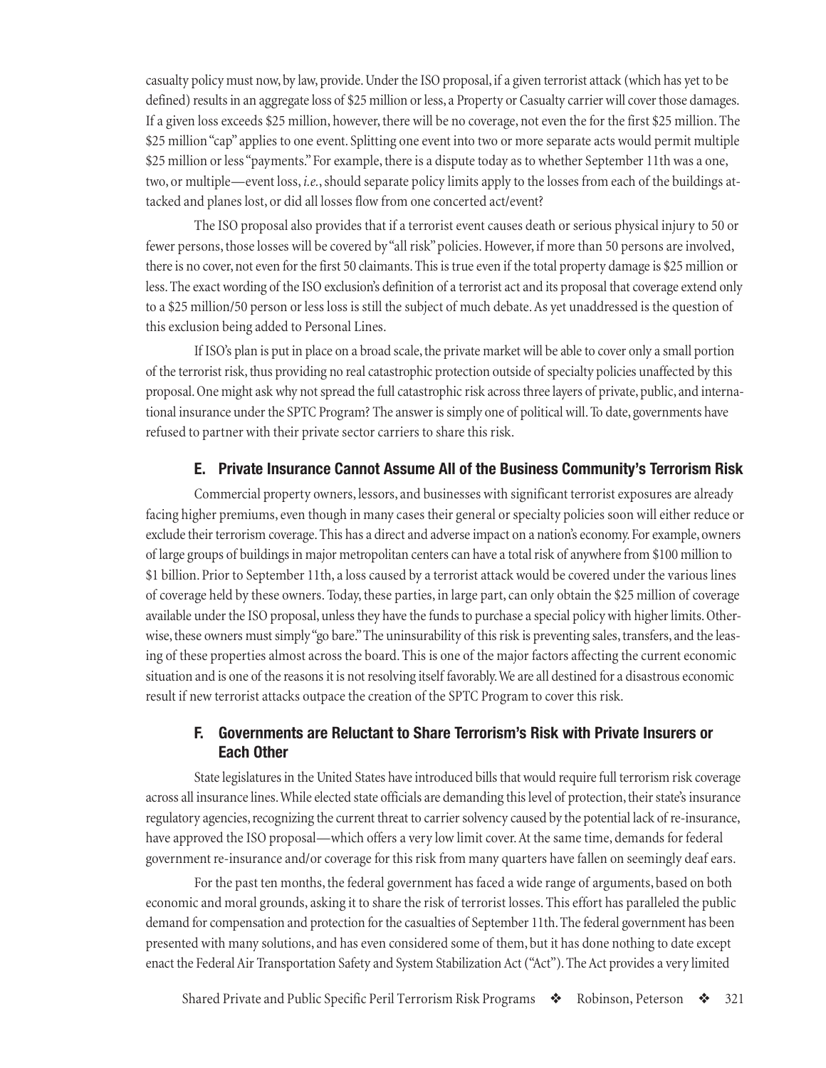casualty policy must now, by law, provide. Under the ISO proposal, if a given terrorist attack (which has yet to be defined) results in an aggregate loss of $25 million or less, a Property or Casualty carrier will cover those damages. If a given loss exceeds $25 million, however, there will be no coverage, not even the for the first $25 million. The $25 million "cap" applies to one event. Splitting one event into two or more separate acts would permit multiple $25 million or less "payments." For example, there is a dispute today as to whether September 11th was a one, two, or multiple—event loss, *i.e.*, should separate policy limits apply to the losses from each of the buildings attacked and planes lost, or did all losses flow from one concerted act/event?

The ISO proposal also provides that if a terrorist event causes death or serious physical injury to 50 or fewer persons, those losses will be covered by "all risk" policies. However, if more than 50 persons are involved, there is no cover, not even for the first 50 claimants. This is true even if the total property damage is $25 million or less. The exact wording of the ISO exclusion's definition of a terrorist act and its proposal that coverage extend only to a $25 million/50 person or less loss is still the subject of much debate. As yet unaddressed is the question of this exclusion being added to Personal Lines.

If ISO's plan is put in place on a broad scale, the private market will be able to cover only a small portion of the terrorist risk, thus providing no real catastrophic protection outside of specialty policies unaffected by this proposal. One might ask why not spread the full catastrophic risk across three layers of private, public, and international insurance under the SPTC Program? The answer is simply one of political will. To date, governments have refused to partner with their private sector carriers to share this risk.

### E. Private Insurance Cannot Assume All of the Business Community's Terrorism Risk

Commercial property owners, lessors, and businesses with significant terrorist exposures are already facing higher premiums, even though in many cases their general or specialty policies soon will either reduce or exclude their terrorism coverage. This has a direct and adverse impact on a nation's economy. For example, owners of large groups of buildings in major metropolitan centers can have a total risk of anywhere from $100 million to $1 billion. Prior to September 11th, a loss caused by a terrorist attack would be covered under the various lines of coverage held by these owners. Today, these parties, in large part, can only obtain the $25 million of coverage available under the ISO proposal, unless they have the funds to purchase a special policy with higher limits. Otherwise, these owners must simply "go bare." The uninsurability of this risk is preventing sales, transfers, and the leasing of these properties almost across the board. This is one of the major factors affecting the current economic situation and is one of the reasons it is not resolving itself favorably. We are all destined for a disastrous economic result if new terrorist attacks outpace the creation of the SPTC Program to cover this risk.

### F. Governments are Reluctant to Share Terrorism's Risk with Private Insurers or Each Other

State legislatures in the United States have introduced bills that would require full terrorism risk coverage across all insurance lines. While elected state officials are demanding this level of protection, their state's insurance regulatory agencies, recognizing the current threat to carrier solvency caused by the potential lack of re-insurance, have approved the ISO proposal—which offers a very low limit cover. At the same time, demands for federal government re-insurance and/or coverage for this risk from many quarters have fallen on seemingly deaf ears.

For the past ten months, the federal government has faced a wide range of arguments, based on both economic and moral grounds, asking it to share the risk of terrorist losses. This effort has paralleled the public demand for compensation and protection for the casualties of September 11th. The federal government has been presented with many solutions, and has even considered some of them, but it has done nothing to date except enact the Federal Air Transportation Safety and System Stabilization Act ("Act"). The Act provides a very limited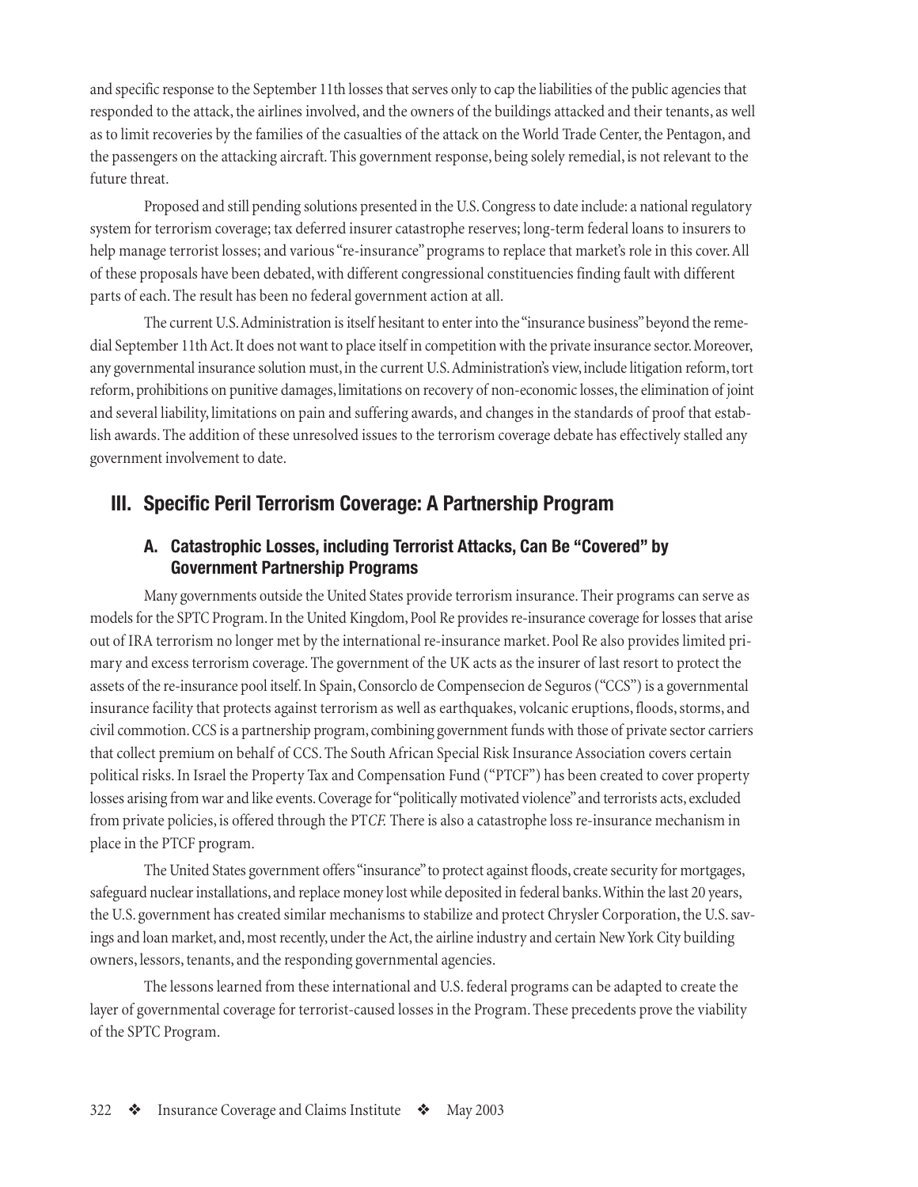and specific response to the September 11th losses that serves only to cap the liabilities of the public agencies that responded to the attack, the airlines involved, and the owners of the buildings attacked and their tenants, as well as to limit recoveries by the families of the casualties of the attack on the World Trade Center, the Pentagon, and the passengers on the attacking aircraft. This government response, being solely remedial, is not relevant to the future threat.

Proposed and still pending solutions presented in the U.S. Congress to date include: a national regulatory system for terrorism coverage; tax deferred insurer catastrophe reserves; long-term federal loans to insurers to help manage terrorist losses; and various "re-insurance" programs to replace that market's role in this cover. All of these proposals have been debated, with different congressional constituencies finding fault with different parts of each. The result has been no federal government action at all.

The current U.S. Administration is itself hesitant to enter into the "insurance business" beyond the remedial September 11th Act. It does not want to place itself in competition with the private insurance sector. Moreover, any governmental insurance solution must, in the current U.S. Administration's view, include litigation reform, tort reform, prohibitions on punitive damages, limitations on recovery of non-economic losses, the elimination of joint and several liability, limitations on pain and suffering awards, and changes in the standards of proof that establish awards. The addition of these unresolved issues to the terrorism coverage debate has effectively stalled any government involvement to date.

## III. Specific Peril Terrorism Coverage: A Partnership Program

### A. Catastrophic Losses, including Terrorist Attacks, Can Be "Covered" by Government Partnership Programs

Many governments outside the United States provide terrorism insurance. Their programs can serve as models for the SPTC Program. In the United Kingdom, Pool Re provides re-insurance coverage for losses that arise out of IRA terrorism no longer met by the international re-insurance market. Pool Re also provides limited primary and excess terrorism coverage. The government of the UK acts as the insurer of last resort to protect the assets of the re-insurance pool itself. In Spain, Consorclo de Compensecion de Seguros ("CCS") is a governmental insurance facility that protects against terrorism as well as earthquakes, volcanic eruptions, floods, storms, and civil commotion. CCS is a partnership program, combining government funds with those of private sector carriers that collect premium on behalf of CCS. The South African Special Risk Insurance Association covers certain political risks. In Israel the Property Tax and Compensation Fund ("PTCF") has been created to cover property losses arising from war and like events. Coverage for "politically motivated violence" and terrorists acts, excluded from private policies, is offered through the PT*CF.* There is also a catastrophe loss re-insurance mechanism in place in the PTCF program.

The United States government offers "insurance" to protect against floods, create security for mortgages, safeguard nuclear installations, and replace money lost while deposited in federal banks. Within the last 20 years, the U.S. government has created similar mechanisms to stabilize and protect Chrysler Corporation, the U.S. savings and loan market, and, most recently, under the Act, the airline industry and certain New York City building owners, lessors, tenants, and the responding governmental agencies.

The lessons learned from these international and U.S. federal programs can be adapted to create the layer of governmental coverage for terrorist-caused losses in the Program. These precedents prove the viability of the SPTC Program.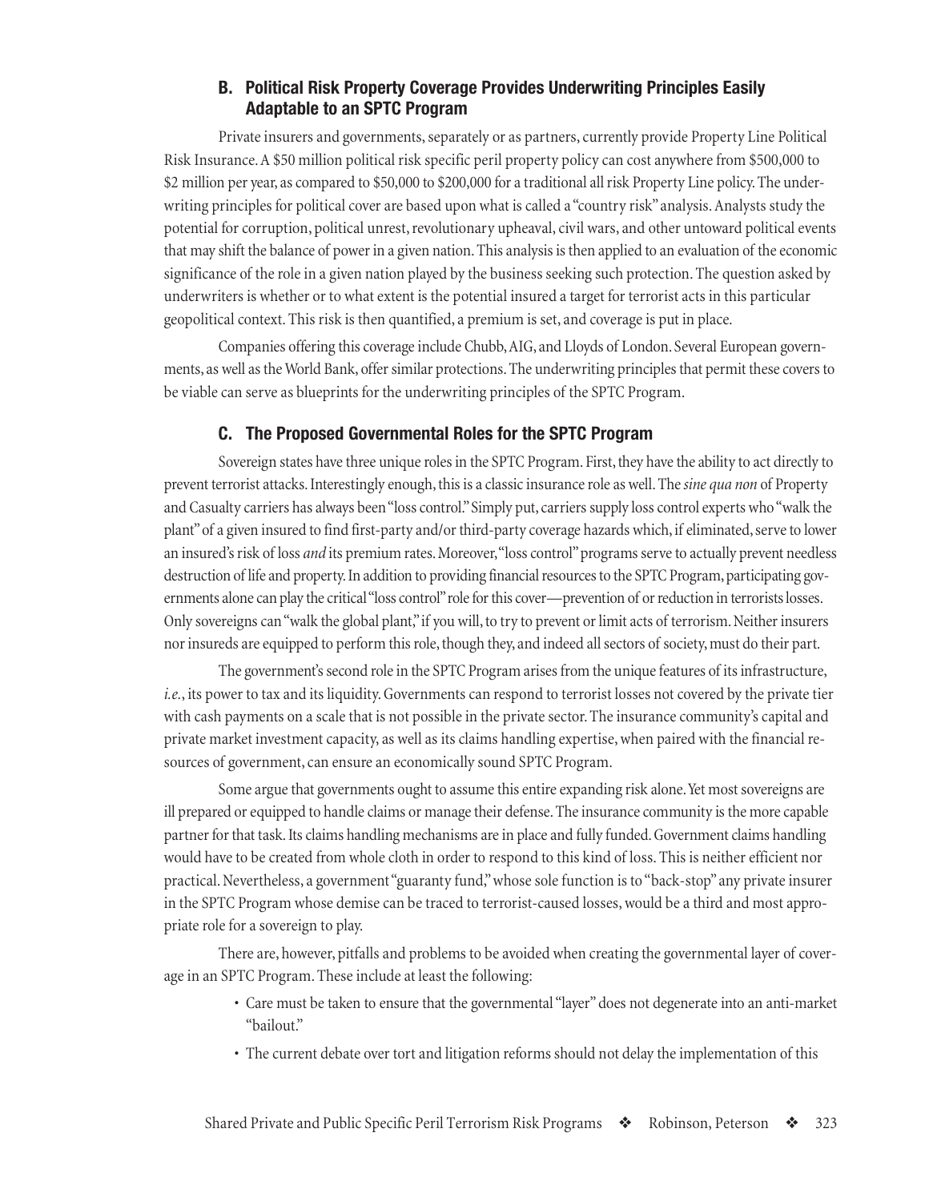### B. Political Risk Property Coverage Provides Underwriting Principles Easily Adaptable to an SPTC Program

Private insurers and governments, separately or as partners, currently provide Property Line Political Risk Insurance. A $50 million political risk specific peril property policy can cost anywhere from $500,000 to $2 million per year, as compared to $50,000 to $200,000 for a traditional all risk Property Line policy. The underwriting principles for political cover are based upon what is called a "country risk" analysis. Analysts study the potential for corruption, political unrest, revolutionary upheaval, civil wars, and other untoward political events that may shift the balance of power in a given nation. This analysis is then applied to an evaluation of the economic significance of the role in a given nation played by the business seeking such protection. The question asked by underwriters is whether or to what extent is the potential insured a target for terrorist acts in this particular geopolitical context. This risk is then quantified, a premium is set, and coverage is put in place.

Companies offering this coverage include Chubb, AIG, and Lloyds of London. Several European governments, as well as the World Bank, offer similar protections. The underwriting principles that permit these covers to be viable can serve as blueprints for the underwriting principles of the SPTC Program.

### C. The Proposed Governmental Roles for the SPTC Program

Sovereign states have three unique roles in the SPTC Program. First, they have the ability to act directly to prevent terrorist attacks. Interestingly enough, this is a classic insurance role as well. The *sine qua non* of Property and Casualty carriers has always been "loss control." Simply put, carriers supply loss control experts who "walk the plant" of a given insured to find first-party and/or third-party coverage hazards which, if eliminated, serve to lower an insured's risk of loss *and* its premium rates. Moreover, "loss control" programs serve to actually prevent needless destruction of life and property. In addition to providing financial resources to the SPTC Program, participating governments alone can play the critical "loss control" role for this cover—prevention of or reduction in terrorists losses. Only sovereigns can "walk the global plant," if you will, to try to prevent or limit acts of terrorism. Neither insurers nor insureds are equipped to perform this role, though they, and indeed all sectors of society, must do their part.

The government's second role in the SPTC Program arises from the unique features of its infrastructure, *i.e.*, its power to tax and its liquidity. Governments can respond to terrorist losses not covered by the private tier with cash payments on a scale that is not possible in the private sector. The insurance community's capital and private market investment capacity, as well as its claims handling expertise, when paired with the financial resources of government, can ensure an economically sound SPTC Program.

Some argue that governments ought to assume this entire expanding risk alone. Yet most sovereigns are ill prepared or equipped to handle claims or manage their defense. The insurance community is the more capable partner for that task. Its claims handling mechanisms are in place and fully funded. Government claims handling would have to be created from whole cloth in order to respond to this kind of loss. This is neither efficient nor practical. Nevertheless, a government "guaranty fund," whose sole function is to "back-stop" any private insurer in the SPTC Program whose demise can be traced to terrorist-caused losses, would be a third and most appropriate role for a sovereign to play.

There are, however, pitfalls and problems to be avoided when creating the governmental layer of coverage in an SPTC Program. These include at least the following:

- Care must be taken to ensure that the governmental "layer" does not degenerate into an anti-market "bailout."
- The current debate over tort and litigation reforms should not delay the implementation of this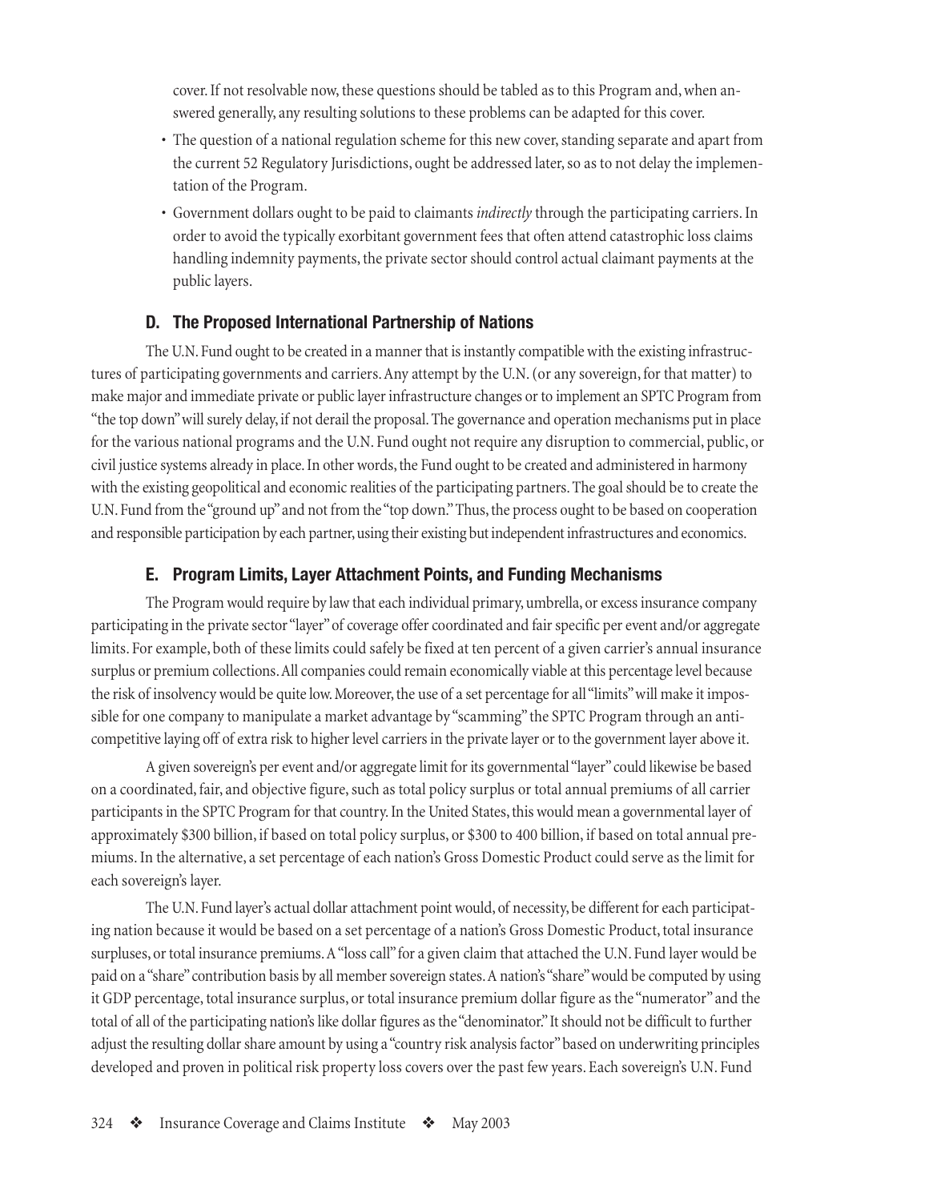cover. If not resolvable now, these questions should be tabled as to this Program and, when answered generally, any resulting solutions to these problems can be adapted for this cover.

- The question of a national regulation scheme for this new cover, standing separate and apart from the current 52 Regulatory Jurisdictions, ought be addressed later, so as to not delay the implementation of the Program.
- Government dollars ought to be paid to claimants *indirectly* through the participating carriers. In order to avoid the typically exorbitant government fees that often attend catastrophic loss claims handling indemnity payments, the private sector should control actual claimant payments at the public layers.

### D. The Proposed International Partnership of Nations

The U.N. Fund ought to be created in a manner that is instantly compatible with the existing infrastructures of participating governments and carriers. Any attempt by the U.N. (or any sovereign, for that matter) to make major and immediate private or public layer infrastructure changes or to implement an SPTC Program from "the top down" will surely delay, if not derail the proposal. The governance and operation mechanisms put in place for the various national programs and the U.N. Fund ought not require any disruption to commercial, public, or civil justice systems already in place. In other words, the Fund ought to be created and administered in harmony with the existing geopolitical and economic realities of the participating partners. The goal should be to create the U.N. Fund from the "ground up" and not from the "top down." Thus, the process ought to be based on cooperation and responsible participation by each partner, using their existing but independent infrastructures and economics.

### E. Program Limits, Layer Attachment Points, and Funding Mechanisms

The Program would require by law that each individual primary, umbrella, or excess insurance company participating in the private sector "layer" of coverage offer coordinated and fair specific per event and/or aggregate limits. For example, both of these limits could safely be fixed at ten percent of a given carrier's annual insurance surplus or premium collections. All companies could remain economically viable at this percentage level because the risk of insolvency would be quite low. Moreover, the use of a set percentage for all "limits" will make it impossible for one company to manipulate a market advantage by "scamming" the SPTC Program through an anti-competitive laying off of extra risk to higher level carriers in the private layer or to the government layer above it.

A given sovereign's per event and/or aggregate limit for its governmental "layer" could likewise be based on a coordinated, fair, and objective figure, such as total policy surplus or total annual premiums of all carrier participants in the SPTC Program for that country. In the United States, this would mean a governmental layer of approximately \$300 billion, if based on total policy surplus, or \$300 to 400 billion, if based on total annual premiums. In the alternative, a set percentage of each nation's Gross Domestic Product could serve as the limit for each sovereign's layer.

The U.N. Fund layer's actual dollar attachment point would, of necessity, be different for each participating nation because it would be based on a set percentage of a nation's Gross Domestic Product, total insurance surpluses, or total insurance premiums. A "loss call" for a given claim that attached the U.N. Fund layer would be paid on a "share" contribution basis by all member sovereign states. A nation's "share" would be computed by using it GDP percentage, total insurance surplus, or total insurance premium dollar figure as the "numerator" and the total of all of the participating nation's like dollar figures as the "denominator." It should not be difficult to further adjust the resulting dollar share amount by using a "country risk analysis factor" based on underwriting principles developed and proven in political risk property loss covers over the past few years. Each sovereign's U.N. Fund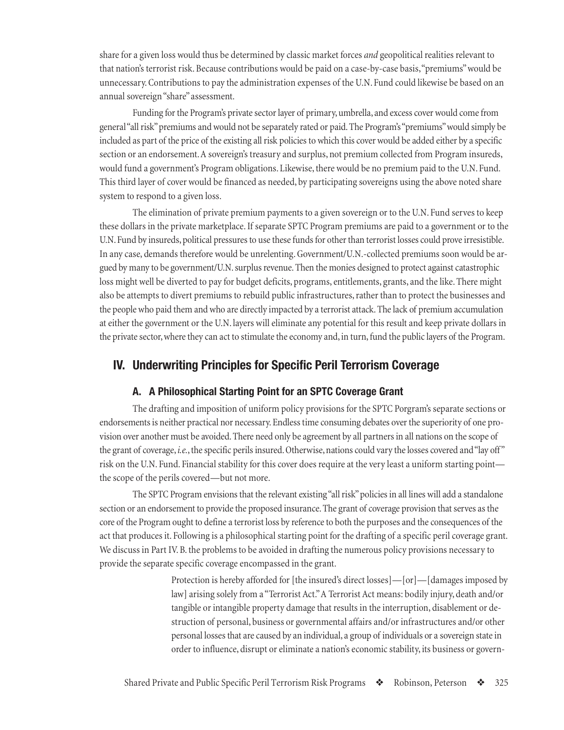share for a given loss would thus be determined by classic market forces *and* geopolitical realities relevant to that nation's terrorist risk. Because contributions would be paid on a case-by-case basis, "premiums" would be unnecessary. Contributions to pay the administration expenses of the U.N. Fund could likewise be based on an annual sovereign "share" assessment.

Funding for the Program's private sector layer of primary, umbrella, and excess cover would come from general "all risk" premiums and would not be separately rated or paid. The Program's "premiums" would simply be included as part of the price of the existing all risk policies to which this cover would be added either by a specific section or an endorsement. A sovereign's treasury and surplus, not premium collected from Program insureds, would fund a government's Program obligations. Likewise, there would be no premium paid to the U.N. Fund. This third layer of cover would be financed as needed, by participating sovereigns using the above noted share system to respond to a given loss.

The elimination of private premium payments to a given sovereign or to the U.N. Fund serves to keep these dollars in the private marketplace. If separate SPTC Program premiums are paid to a government or to the U.N. Fund by insureds, political pressures to use these funds for other than terrorist losses could prove irresistible. In any case, demands therefore would be unrelenting. Government/U.N.-collected premiums soon would be argued by many to be government/U.N. surplus revenue. Then the monies designed to protect against catastrophic loss might well be diverted to pay for budget deficits, programs, entitlements, grants, and the like. There might also be attempts to divert premiums to rebuild public infrastructures, rather than to protect the businesses and the people who paid them and who are directly impacted by a terrorist attack. The lack of premium accumulation at either the government or the U.N. layers will eliminate any potential for this result and keep private dollars in the private sector, where they can act to stimulate the economy and, in turn, fund the public layers of the Program.

## IV. Underwriting Principles for Specific Peril Terrorism Coverage

### A. A Philosophical Starting Point for an SPTC Coverage Grant

The drafting and imposition of uniform policy provisions for the SPTC Porgram's separate sections or endorsements is neither practical nor necessary. Endless time consuming debates over the superiority of one provision over another must be avoided. There need only be agreement by all partners in all nations on the scope of the grant of coverage, *i.e.*, the specific perils insured. Otherwise, nations could vary the losses covered and "lay off" risk on the U.N. Fund. Financial stability for this cover does require at the very least a uniform starting point—the scope of the perils covered—but not more.

The SPTC Program envisions that the relevant existing "all risk" policies in all lines will add a standalone section or an endorsement to provide the proposed insurance. The grant of coverage provision that serves as the core of the Program ought to define a terrorist loss by reference to both the purposes and the consequences of the act that produces it. Following is a philosophical starting point for the drafting of a specific peril coverage grant. We discuss in Part IV. B. the problems to be avoided in drafting the numerous policy provisions necessary to provide the separate specific coverage encompassed in the grant.

> Protection is hereby afforded for [the insured's direct losses]—[or]—[damages imposed by law] arising solely from a "Terrorist Act." A Terrorist Act means: bodily injury, death and/or tangible or intangible property damage that results in the interruption, disablement or destruction of personal, business or governmental affairs and/or infrastructures and/or other personal losses that are caused by an individual, a group of individuals or a sovereign state in order to influence, disrupt or eliminate a nation's economic stability, its business or govern-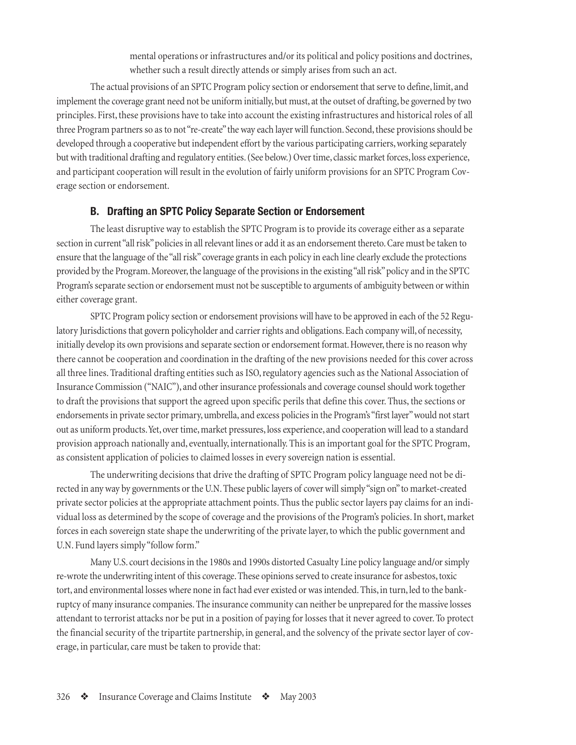mental operations or infrastructures and/or its political and policy positions and doctrines, whether such a result directly attends or simply arises from such an act.

The actual provisions of an SPTC Program policy section or endorsement that serve to define, limit, and implement the coverage grant need not be uniform initially, but must, at the outset of drafting, be governed by two principles. First, these provisions have to take into account the existing infrastructures and historical roles of all three Program partners so as to not "re-create" the way each layer will function. Second, these provisions should be developed through a cooperative but independent effort by the various participating carriers, working separately but with traditional drafting and regulatory entities. (See below.) Over time, classic market forces, loss experience, and participant cooperation will result in the evolution of fairly uniform provisions for an SPTC Program Coverage section or endorsement.

### B. Drafting an SPTC Policy Separate Section or Endorsement

The least disruptive way to establish the SPTC Program is to provide its coverage either as a separate section in current "all risk" policies in all relevant lines or add it as an endorsement thereto. Care must be taken to ensure that the language of the "all risk" coverage grants in each policy in each line clearly exclude the protections provided by the Program. Moreover, the language of the provisions in the existing "all risk" policy and in the SPTC Program's separate section or endorsement must not be susceptible to arguments of ambiguity between or within either coverage grant.

SPTC Program policy section or endorsement provisions will have to be approved in each of the 52 Regulatory Jurisdictions that govern policyholder and carrier rights and obligations. Each company will, of necessity, initially develop its own provisions and separate section or endorsement format. However, there is no reason why there cannot be cooperation and coordination in the drafting of the new provisions needed for this cover across all three lines. Traditional drafting entities such as ISO, regulatory agencies such as the National Association of Insurance Commission ("NAIC"), and other insurance professionals and coverage counsel should work together to draft the provisions that support the agreed upon specific perils that define this cover. Thus, the sections or endorsements in private sector primary, umbrella, and excess policies in the Program's "first layer" would not start out as uniform products. Yet, over time, market pressures, loss experience, and cooperation will lead to a standard provision approach nationally and, eventually, internationally. This is an important goal for the SPTC Program, as consistent application of policies to claimed losses in every sovereign nation is essential.

The underwriting decisions that drive the drafting of SPTC Program policy language need not be directed in any way by governments or the U.N. These public layers of cover will simply "sign on" to market-created private sector policies at the appropriate attachment points. Thus the public sector layers pay claims for an individual loss as determined by the scope of coverage and the provisions of the Program's policies. In short, market forces in each sovereign state shape the underwriting of the private layer, to which the public government and U.N. Fund layers simply "follow form."

Many U.S. court decisions in the 1980s and 1990s distorted Casualty Line policy language and/or simply re-wrote the underwriting intent of this coverage. These opinions served to create insurance for asbestos, toxic tort, and environmental losses where none in fact had ever existed or was intended. This, in turn, led to the bankruptcy of many insurance companies. The insurance community can neither be unprepared for the massive losses attendant to terrorist attacks nor be put in a position of paying for losses that it never agreed to cover. To protect the financial security of the tripartite partnership, in general, and the solvency of the private sector layer of coverage, in particular, care must be taken to provide that: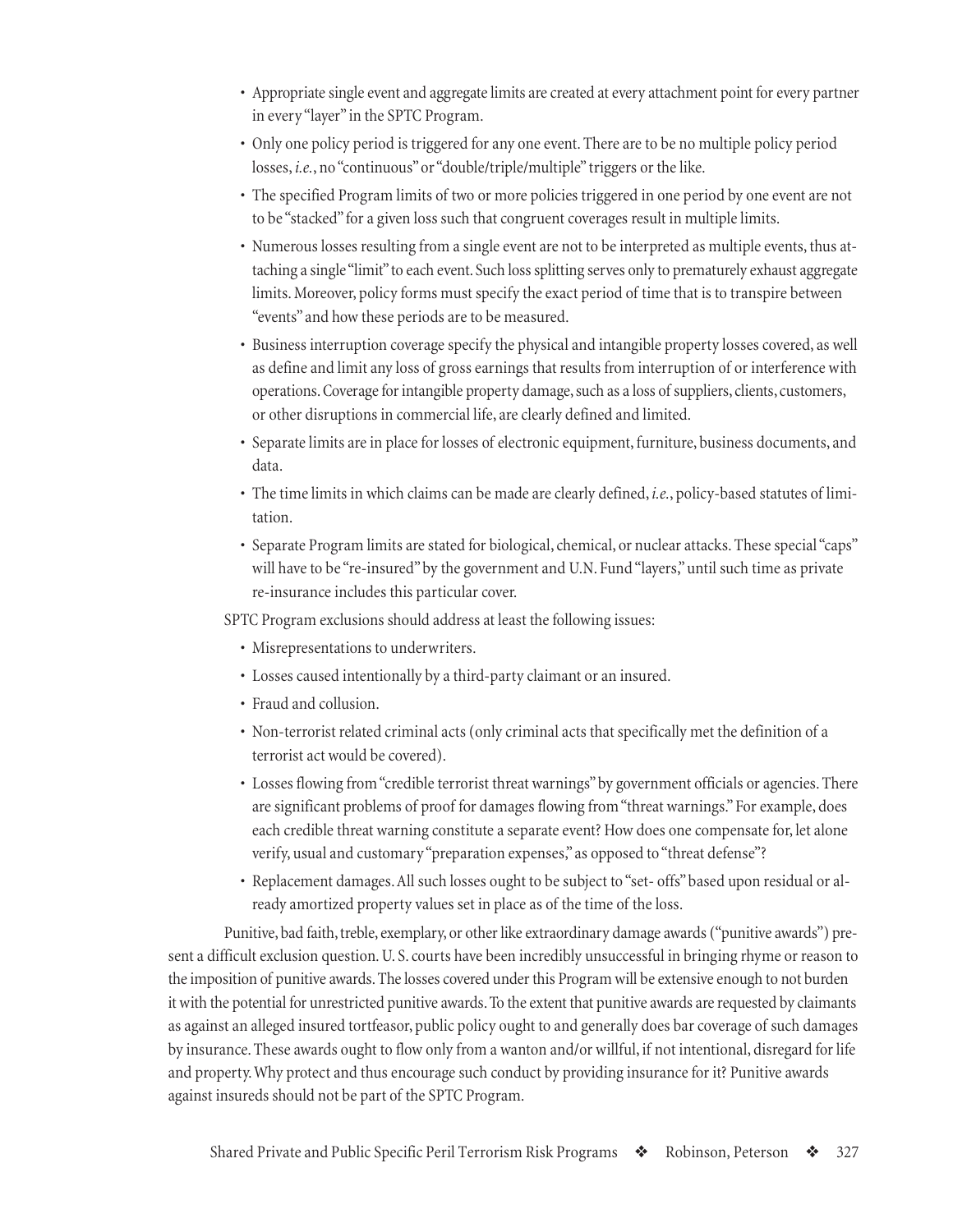- Appropriate single event and aggregate limits are created at every attachment point for every partner in every "layer" in the SPTC Program.
- Only one policy period is triggered for any one event. There are to be no multiple policy period losses, *i.e.*, no "continuous" or "double/triple/multiple" triggers or the like.
- The specified Program limits of two or more policies triggered in one period by one event are not to be "stacked" for a given loss such that congruent coverages result in multiple limits.
- Numerous losses resulting from a single event are not to be interpreted as multiple events, thus attaching a single "limit" to each event. Such loss splitting serves only to prematurely exhaust aggregate limits. Moreover, policy forms must specify the exact period of time that is to transpire between "events" and how these periods are to be measured.
- Business interruption coverage specify the physical and intangible property losses covered, as well as define and limit any loss of gross earnings that results from interruption of or interference with operations. Coverage for intangible property damage, such as a loss of suppliers, clients, customers, or other disruptions in commercial life, are clearly defined and limited.
- Separate limits are in place for losses of electronic equipment, furniture, business documents, and data.
- The time limits in which claims can be made are clearly defined, *i.e.*, policy-based statutes of limitation.
- Separate Program limits are stated for biological, chemical, or nuclear attacks. These special "caps" will have to be "re-insured" by the government and U.N. Fund "layers," until such time as private re-insurance includes this particular cover.

SPTC Program exclusions should address at least the following issues:

- Misrepresentations to underwriters.
- Losses caused intentionally by a third-party claimant or an insured.
- Fraud and collusion.
- Non-terrorist related criminal acts (only criminal acts that specifically met the definition of a terrorist act would be covered).
- Losses flowing from "credible terrorist threat warnings" by government officials or agencies. There are significant problems of proof for damages flowing from "threat warnings." For example, does each credible threat warning constitute a separate event? How does one compensate for, let alone verify, usual and customary "preparation expenses," as opposed to "threat defense"?
- Replacement damages. All such losses ought to be subject to "set- offs" based upon residual or already amortized property values set in place as of the time of the loss.

Punitive, bad faith, treble, exemplary, or other like extraordinary damage awards ("punitive awards") present a difficult exclusion question. U. S. courts have been incredibly unsuccessful in bringing rhyme or reason to the imposition of punitive awards. The losses covered under this Program will be extensive enough to not burden it with the potential for unrestricted punitive awards. To the extent that punitive awards are requested by claimants as against an alleged insured tortfeasor, public policy ought to and generally does bar coverage of such damages by insurance. These awards ought to flow only from a wanton and/or willful, if not intentional, disregard for life and property. Why protect and thus encourage such conduct by providing insurance for it? Punitive awards against insureds should not be part of the SPTC Program.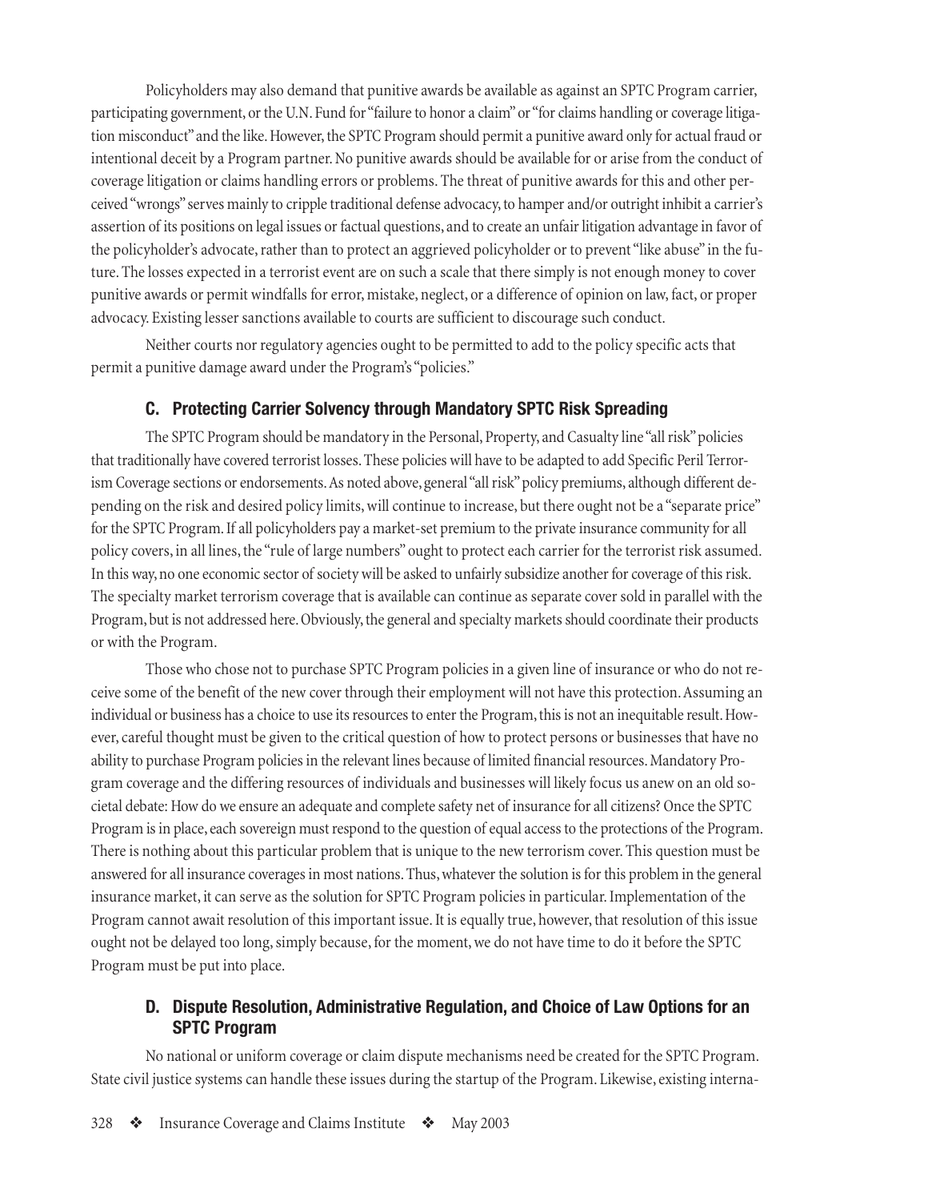Policyholders may also demand that punitive awards be available as against an SPTC Program carrier, participating government, or the U.N. Fund for "failure to honor a claim" or "for claims handling or coverage litigation misconduct" and the like. However, the SPTC Program should permit a punitive award only for actual fraud or intentional deceit by a Program partner. No punitive awards should be available for or arise from the conduct of coverage litigation or claims handling errors or problems. The threat of punitive awards for this and other perceived "wrongs" serves mainly to cripple traditional defense advocacy, to hamper and/or outright inhibit a carrier's assertion of its positions on legal issues or factual questions, and to create an unfair litigation advantage in favor of the policyholder's advocate, rather than to protect an aggrieved policyholder or to prevent "like abuse" in the future. The losses expected in a terrorist event are on such a scale that there simply is not enough money to cover punitive awards or permit windfalls for error, mistake, neglect, or a difference of opinion on law, fact, or proper advocacy. Existing lesser sanctions available to courts are sufficient to discourage such conduct.

Neither courts nor regulatory agencies ought to be permitted to add to the policy specific acts that permit a punitive damage award under the Program's "policies."

### C. Protecting Carrier Solvency through Mandatory SPTC Risk Spreading

The SPTC Program should be mandatory in the Personal, Property, and Casualty line "all risk" policies that traditionally have covered terrorist losses. These policies will have to be adapted to add Specific Peril Terrorism Coverage sections or endorsements. As noted above, general "all risk" policy premiums, although different depending on the risk and desired policy limits, will continue to increase, but there ought not be a "separate price" for the SPTC Program. If all policyholders pay a market-set premium to the private insurance community for all policy covers, in all lines, the "rule of large numbers" ought to protect each carrier for the terrorist risk assumed. In this way, no one economic sector of society will be asked to unfairly subsidize another for coverage of this risk. The specialty market terrorism coverage that is available can continue as separate cover sold in parallel with the Program, but is not addressed here. Obviously, the general and specialty markets should coordinate their products or with the Program.

Those who chose not to purchase SPTC Program policies in a given line of insurance or who do not receive some of the benefit of the new cover through their employment will not have this protection. Assuming an individual or business has a choice to use its resources to enter the Program, this is not an inequitable result. However, careful thought must be given to the critical question of how to protect persons or businesses that have no ability to purchase Program policies in the relevant lines because of limited financial resources. Mandatory Program coverage and the differing resources of individuals and businesses will likely focus us anew on an old societal debate: How do we ensure an adequate and complete safety net of insurance for all citizens? Once the SPTC Program is in place, each sovereign must respond to the question of equal access to the protections of the Program. There is nothing about this particular problem that is unique to the new terrorism cover. This question must be answered for all insurance coverages in most nations. Thus, whatever the solution is for this problem in the general insurance market, it can serve as the solution for SPTC Program policies in particular. Implementation of the Program cannot await resolution of this important issue. It is equally true, however, that resolution of this issue ought not be delayed too long, simply because, for the moment, we do not have time to do it before the SPTC Program must be put into place.

### D. Dispute Resolution, Administrative Regulation, and Choice of Law Options for an SPTC Program

No national or uniform coverage or claim dispute mechanisms need be created for the SPTC Program. State civil justice systems can handle these issues during the startup of the Program. Likewise, existing interna-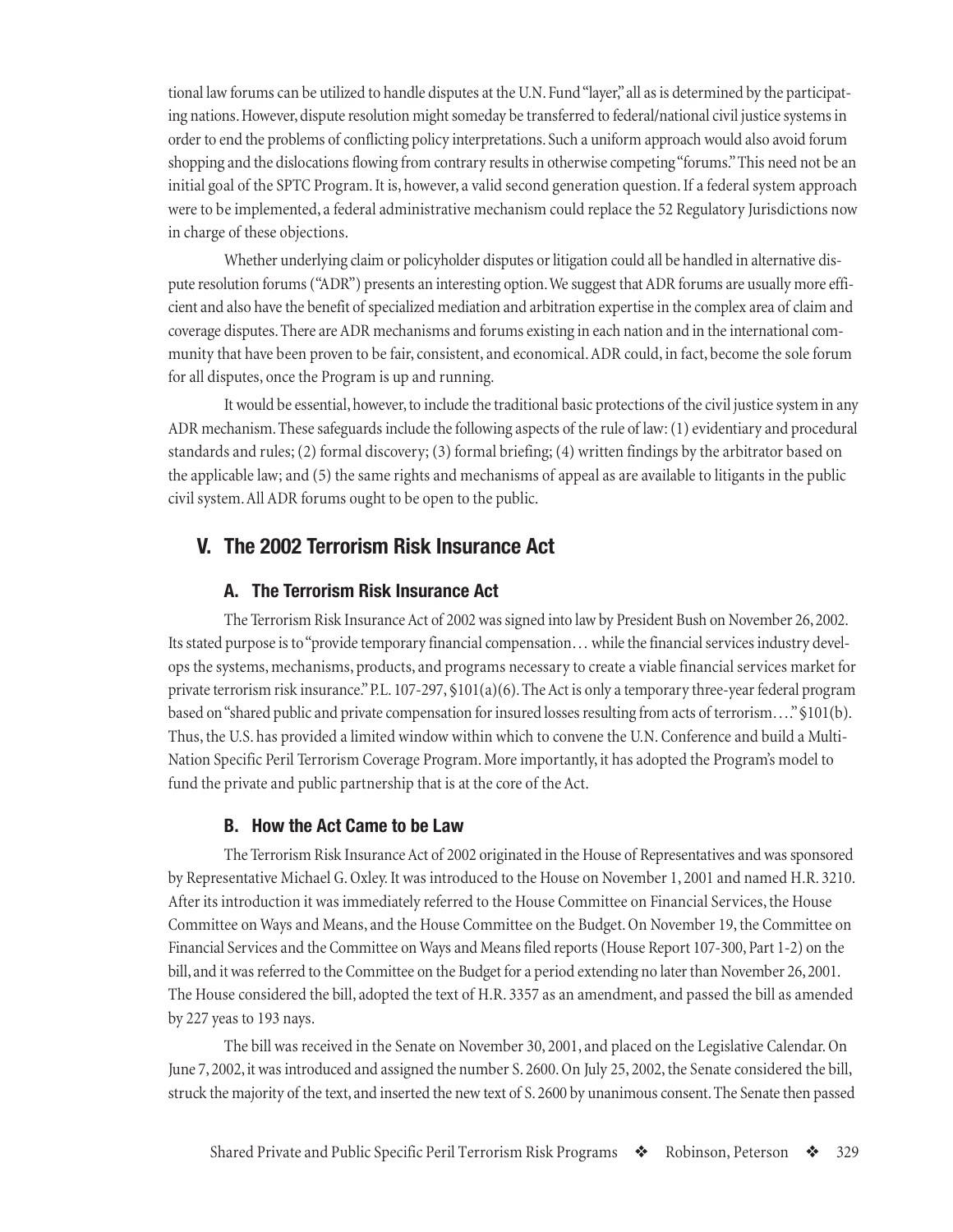tional law forums can be utilized to handle disputes at the U.N. Fund "layer," all as is determined by the participating nations. However, dispute resolution might someday be transferred to federal/national civil justice systems in order to end the problems of conflicting policy interpretations. Such a uniform approach would also avoid forum shopping and the dislocations flowing from contrary results in otherwise competing "forums." This need not be an initial goal of the SPTC Program. It is, however, a valid second generation question. If a federal system approach were to be implemented, a federal administrative mechanism could replace the 52 Regulatory Jurisdictions now in charge of these objections.

Whether underlying claim or policyholder disputes or litigation could all be handled in alternative dispute resolution forums ("ADR") presents an interesting option. We suggest that ADR forums are usually more efficient and also have the benefit of specialized mediation and arbitration expertise in the complex area of claim and coverage disputes. There are ADR mechanisms and forums existing in each nation and in the international community that have been proven to be fair, consistent, and economical. ADR could, in fact, become the sole forum for all disputes, once the Program is up and running.

It would be essential, however, to include the traditional basic protections of the civil justice system in any ADR mechanism. These safeguards include the following aspects of the rule of law: (1) evidentiary and procedural standards and rules; (2) formal discovery; (3) formal briefing; (4) written findings by the arbitrator based on the applicable law; and (5) the same rights and mechanisms of appeal as are available to litigants in the public civil system. All ADR forums ought to be open to the public.

## V. The 2002 Terrorism Risk Insurance Act

### A. The Terrorism Risk Insurance Act

The Terrorism Risk Insurance Act of 2002 was signed into law by President Bush on November 26, 2002. Its stated purpose is to "provide temporary financial compensation… while the financial services industry develops the systems, mechanisms, products, and programs necessary to create a viable financial services market for private terrorism risk insurance." P.L. 107-297, §101(a)(6). The Act is only a temporary three-year federal program based on "shared public and private compensation for insured losses resulting from acts of terrorism…." §101(b). Thus, the U.S. has provided a limited window within which to convene the U.N. Conference and build a Multi-Nation Specific Peril Terrorism Coverage Program. More importantly, it has adopted the Program's model to fund the private and public partnership that is at the core of the Act.

### B. How the Act Came to be Law

The Terrorism Risk Insurance Act of 2002 originated in the House of Representatives and was sponsored by Representative Michael G. Oxley. It was introduced to the House on November 1, 2001 and named H.R. 3210. After its introduction it was immediately referred to the House Committee on Financial Services, the House Committee on Ways and Means, and the House Committee on the Budget. On November 19, the Committee on Financial Services and the Committee on Ways and Means filed reports (House Report 107-300, Part 1-2) on the bill, and it was referred to the Committee on the Budget for a period extending no later than November 26, 2001. The House considered the bill, adopted the text of H.R. 3357 as an amendment, and passed the bill as amended by 227 yeas to 193 nays.

The bill was received in the Senate on November 30, 2001, and placed on the Legislative Calendar. On June 7, 2002, it was introduced and assigned the number S. 2600. On July 25, 2002, the Senate considered the bill, struck the majority of the text, and inserted the new text of S. 2600 by unanimous consent. The Senate then passed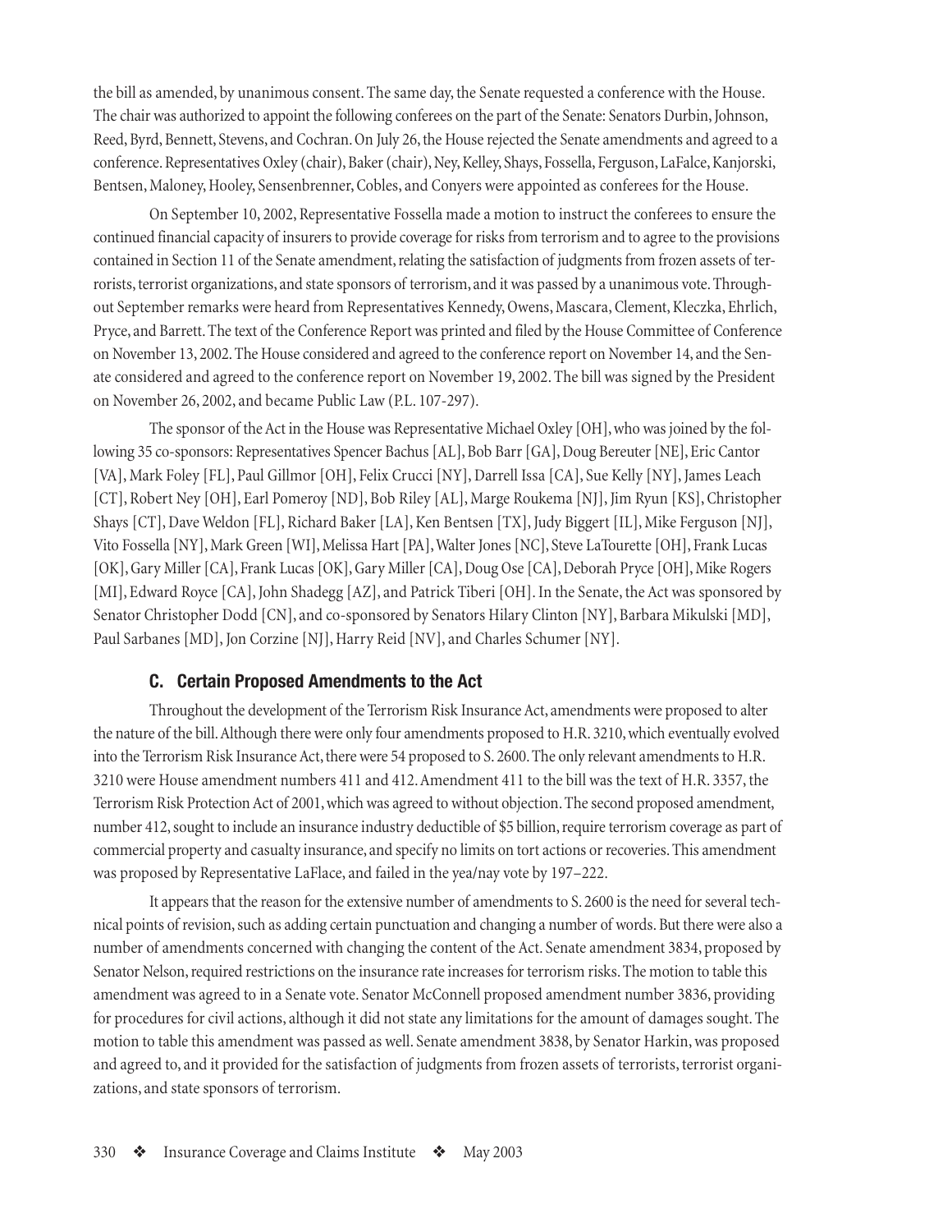the bill as amended, by unanimous consent. The same day, the Senate requested a conference with the House. The chair was authorized to appoint the following conferees on the part of the Senate: Senators Durbin, Johnson, Reed, Byrd, Bennett, Stevens, and Cochran. On July 26, the House rejected the Senate amendments and agreed to a conference. Representatives Oxley (chair), Baker (chair), Ney, Kelley, Shays, Fossella, Ferguson, LaFalce, Kanjorski, Bentsen, Maloney, Hooley, Sensenbrenner, Cobles, and Conyers were appointed as conferees for the House.

On September 10, 2002, Representative Fossella made a motion to instruct the conferees to ensure the continued financial capacity of insurers to provide coverage for risks from terrorism and to agree to the provisions contained in Section 11 of the Senate amendment, relating the satisfaction of judgments from frozen assets of terrorists, terrorist organizations, and state sponsors of terrorism, and it was passed by a unanimous vote. Throughout September remarks were heard from Representatives Kennedy, Owens, Mascara, Clement, Kleczka, Ehrlich, Pryce, and Barrett. The text of the Conference Report was printed and filed by the House Committee of Conference on November 13, 2002. The House considered and agreed to the conference report on November 14, and the Senate considered and agreed to the conference report on November 19, 2002. The bill was signed by the President on November 26, 2002, and became Public Law (P.L. 107-297).

The sponsor of the Act in the House was Representative Michael Oxley [OH], who was joined by the following 35 co-sponsors: Representatives Spencer Bachus [AL], Bob Barr [GA], Doug Bereuter [NE], Eric Cantor [VA], Mark Foley [FL], Paul Gillmor [OH], Felix Crucci [NY], Darrell Issa [CA], Sue Kelly [NY], James Leach [CT], Robert Ney [OH], Earl Pomeroy [ND], Bob Riley [AL], Marge Roukema [NJ], Jim Ryun [KS], Christopher Shays [CT], Dave Weldon [FL], Richard Baker [LA], Ken Bentsen [TX], Judy Biggert [IL], Mike Ferguson [NJ], Vito Fossella [NY], Mark Green [WI], Melissa Hart [PA], Walter Jones [NC], Steve LaTourette [OH], Frank Lucas [OK], Gary Miller [CA], Frank Lucas [OK], Gary Miller [CA], Doug Ose [CA], Deborah Pryce [OH], Mike Rogers [MI], Edward Royce [CA], John Shadegg [AZ], and Patrick Tiberi [OH]. In the Senate, the Act was sponsored by Senator Christopher Dodd [CN], and co-sponsored by Senators Hilary Clinton [NY], Barbara Mikulski [MD], Paul Sarbanes [MD], Jon Corzine [NJ], Harry Reid [NV], and Charles Schumer [NY].

### C. Certain Proposed Amendments to the Act

Throughout the development of the Terrorism Risk Insurance Act, amendments were proposed to alter the nature of the bill. Although there were only four amendments proposed to H.R. 3210, which eventually evolved into the Terrorism Risk Insurance Act, there were 54 proposed to S. 2600. The only relevant amendments to H.R. 3210 were House amendment numbers 411 and 412. Amendment 411 to the bill was the text of H.R. 3357, the Terrorism Risk Protection Act of 2001, which was agreed to without objection. The second proposed amendment, number 412, sought to include an insurance industry deductible of $5 billion, require terrorism coverage as part of commercial property and casualty insurance, and specify no limits on tort actions or recoveries. This amendment was proposed by Representative LaFlace, and failed in the yea/nay vote by 197–222.

It appears that the reason for the extensive number of amendments to S. 2600 is the need for several technical points of revision, such as adding certain punctuation and changing a number of words. But there were also a number of amendments concerned with changing the content of the Act. Senate amendment 3834, proposed by Senator Nelson, required restrictions on the insurance rate increases for terrorism risks. The motion to table this amendment was agreed to in a Senate vote. Senator McConnell proposed amendment number 3836, providing for procedures for civil actions, although it did not state any limitations for the amount of damages sought. The motion to table this amendment was passed as well. Senate amendment 3838, by Senator Harkin, was proposed and agreed to, and it provided for the satisfaction of judgments from frozen assets of terrorists, terrorist organizations, and state sponsors of terrorism.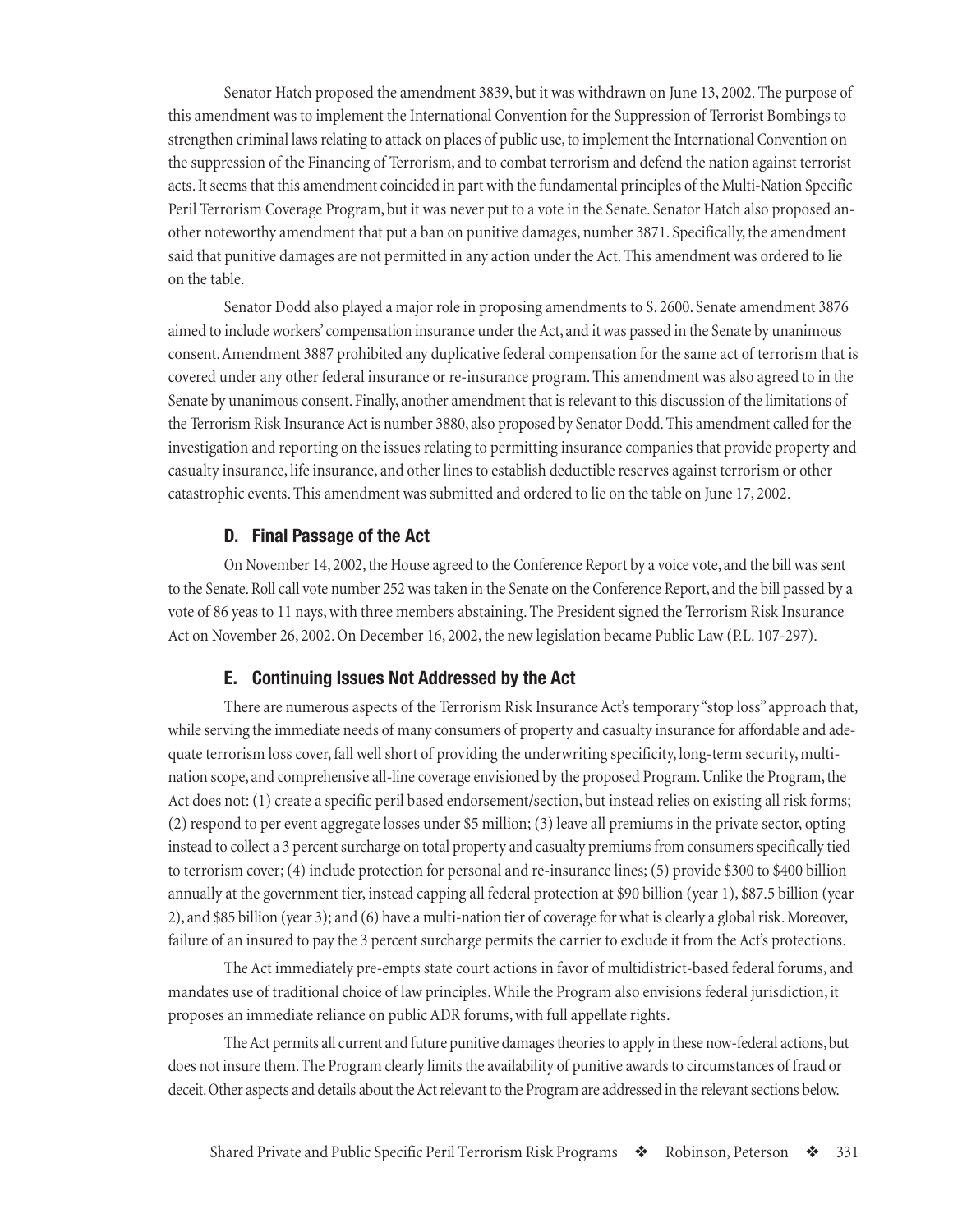Senator Hatch proposed the amendment 3839, but it was withdrawn on June 13, 2002. The purpose of this amendment was to implement the International Convention for the Suppression of Terrorist Bombings to strengthen criminal laws relating to attack on places of public use, to implement the International Convention on the suppression of the Financing of Terrorism, and to combat terrorism and defend the nation against terrorist acts. It seems that this amendment coincided in part with the fundamental principles of the Multi-Nation Specific Peril Terrorism Coverage Program, but it was never put to a vote in the Senate. Senator Hatch also proposed another noteworthy amendment that put a ban on punitive damages, number 3871. Specifically, the amendment said that punitive damages are not permitted in any action under the Act. This amendment was ordered to lie on the table.

Senator Dodd also played a major role in proposing amendments to S. 2600. Senate amendment 3876 aimed to include workers' compensation insurance under the Act, and it was passed in the Senate by unanimous consent. Amendment 3887 prohibited any duplicative federal compensation for the same act of terrorism that is covered under any other federal insurance or re-insurance program. This amendment was also agreed to in the Senate by unanimous consent. Finally, another amendment that is relevant to this discussion of the limitations of the Terrorism Risk Insurance Act is number 3880, also proposed by Senator Dodd. This amendment called for the investigation and reporting on the issues relating to permitting insurance companies that provide property and casualty insurance, life insurance, and other lines to establish deductible reserves against terrorism or other catastrophic events. This amendment was submitted and ordered to lie on the table on June 17, 2002.

### D. Final Passage of the Act

On November 14, 2002, the House agreed to the Conference Report by a voice vote, and the bill was sent to the Senate. Roll call vote number 252 was taken in the Senate on the Conference Report, and the bill passed by a vote of 86 yeas to 11 nays, with three members abstaining. The President signed the Terrorism Risk Insurance Act on November 26, 2002. On December 16, 2002, the new legislation became Public Law (P.L. 107-297).

### E. Continuing Issues Not Addressed by the Act

There are numerous aspects of the Terrorism Risk Insurance Act's temporary "stop loss" approach that, while serving the immediate needs of many consumers of property and casualty insurance for affordable and adequate terrorism loss cover, fall well short of providing the underwriting specificity, long-term security, multi-nation scope, and comprehensive all-line coverage envisioned by the proposed Program. Unlike the Program, the Act does not: (1) create a specific peril based endorsement/section, but instead relies on existing all risk forms; (2) respond to per event aggregate losses under \$5 million; (3) leave all premiums in the private sector, opting instead to collect a 3 percent surcharge on total property and casualty premiums from consumers specifically tied to terrorism cover; (4) include protection for personal and re-insurance lines; (5) provide \$300 to \$400 billion annually at the government tier, instead capping all federal protection at \$90 billion (year 1), \$87.5 billion (year 2), and \$85 billion (year 3); and (6) have a multi-nation tier of coverage for what is clearly a global risk. Moreover, failure of an insured to pay the 3 percent surcharge permits the carrier to exclude it from the Act's protections.

The Act immediately pre-empts state court actions in favor of multidistrict-based federal forums, and mandates use of traditional choice of law principles. While the Program also envisions federal jurisdiction, it proposes an immediate reliance on public ADR forums, with full appellate rights.

The Act permits all current and future punitive damages theories to apply in these now-federal actions, but does not insure them. The Program clearly limits the availability of punitive awards to circumstances of fraud or deceit. Other aspects and details about the Act relevant to the Program are addressed in the relevant sections below.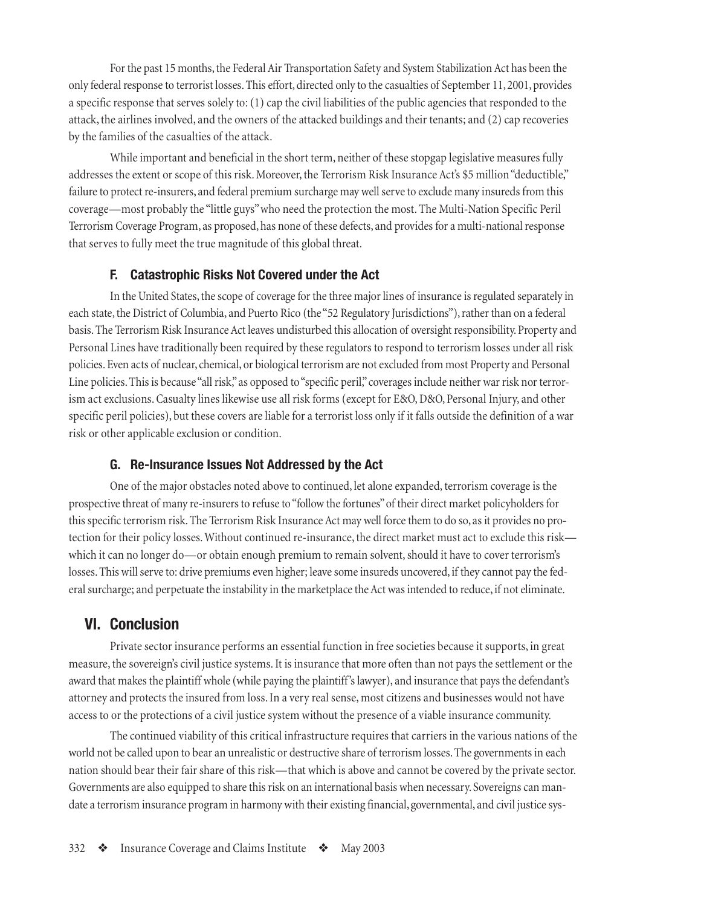For the past 15 months, the Federal Air Transportation Safety and System Stabilization Act has been the only federal response to terrorist losses. This effort, directed only to the casualties of September 11, 2001, provides a specific response that serves solely to: (1) cap the civil liabilities of the public agencies that responded to the attack, the airlines involved, and the owners of the attacked buildings and their tenants; and (2) cap recoveries by the families of the casualties of the attack.

While important and beneficial in the short term, neither of these stopgap legislative measures fully addresses the extent or scope of this risk. Moreover, the Terrorism Risk Insurance Act's $5 million "deductible," failure to protect re-insurers, and federal premium surcharge may well serve to exclude many insureds from this coverage—most probably the "little guys" who need the protection the most. The Multi-Nation Specific Peril Terrorism Coverage Program, as proposed, has none of these defects, and provides for a multi-national response that serves to fully meet the true magnitude of this global threat.

### F. Catastrophic Risks Not Covered under the Act

In the United States, the scope of coverage for the three major lines of insurance is regulated separately in each state, the District of Columbia, and Puerto Rico (the "52 Regulatory Jurisdictions"), rather than on a federal basis. The Terrorism Risk Insurance Act leaves undisturbed this allocation of oversight responsibility. Property and Personal Lines have traditionally been required by these regulators to respond to terrorism losses under all risk policies. Even acts of nuclear, chemical, or biological terrorism are not excluded from most Property and Personal Line policies. This is because "all risk," as opposed to "specific peril," coverages include neither war risk nor terrorism act exclusions. Casualty lines likewise use all risk forms (except for E&O, D&O, Personal Injury, and other specific peril policies), but these covers are liable for a terrorist loss only if it falls outside the definition of a war risk or other applicable exclusion or condition.

### G. Re-Insurance Issues Not Addressed by the Act

One of the major obstacles noted above to continued, let alone expanded, terrorism coverage is the prospective threat of many re-insurers to refuse to "follow the fortunes" of their direct market policyholders for this specific terrorism risk. The Terrorism Risk Insurance Act may well force them to do so, as it provides no protection for their policy losses. Without continued re-insurance, the direct market must act to exclude this risk—which it can no longer do—or obtain enough premium to remain solvent, should it have to cover terrorism's losses. This will serve to: drive premiums even higher; leave some insureds uncovered, if they cannot pay the federal surcharge; and perpetuate the instability in the marketplace the Act was intended to reduce, if not eliminate.

## VI. Conclusion

Private sector insurance performs an essential function in free societies because it supports, in great measure, the sovereign's civil justice systems. It is insurance that more often than not pays the settlement or the award that makes the plaintiff whole (while paying the plaintiff's lawyer), and insurance that pays the defendant's attorney and protects the insured from loss. In a very real sense, most citizens and businesses would not have access to or the protections of a civil justice system without the presence of a viable insurance community.

The continued viability of this critical infrastructure requires that carriers in the various nations of the world not be called upon to bear an unrealistic or destructive share of terrorism losses. The governments in each nation should bear their fair share of this risk—that which is above and cannot be covered by the private sector. Governments are also equipped to share this risk on an international basis when necessary. Sovereigns can mandate a terrorism insurance program in harmony with their existing financial, governmental, and civil justice sys-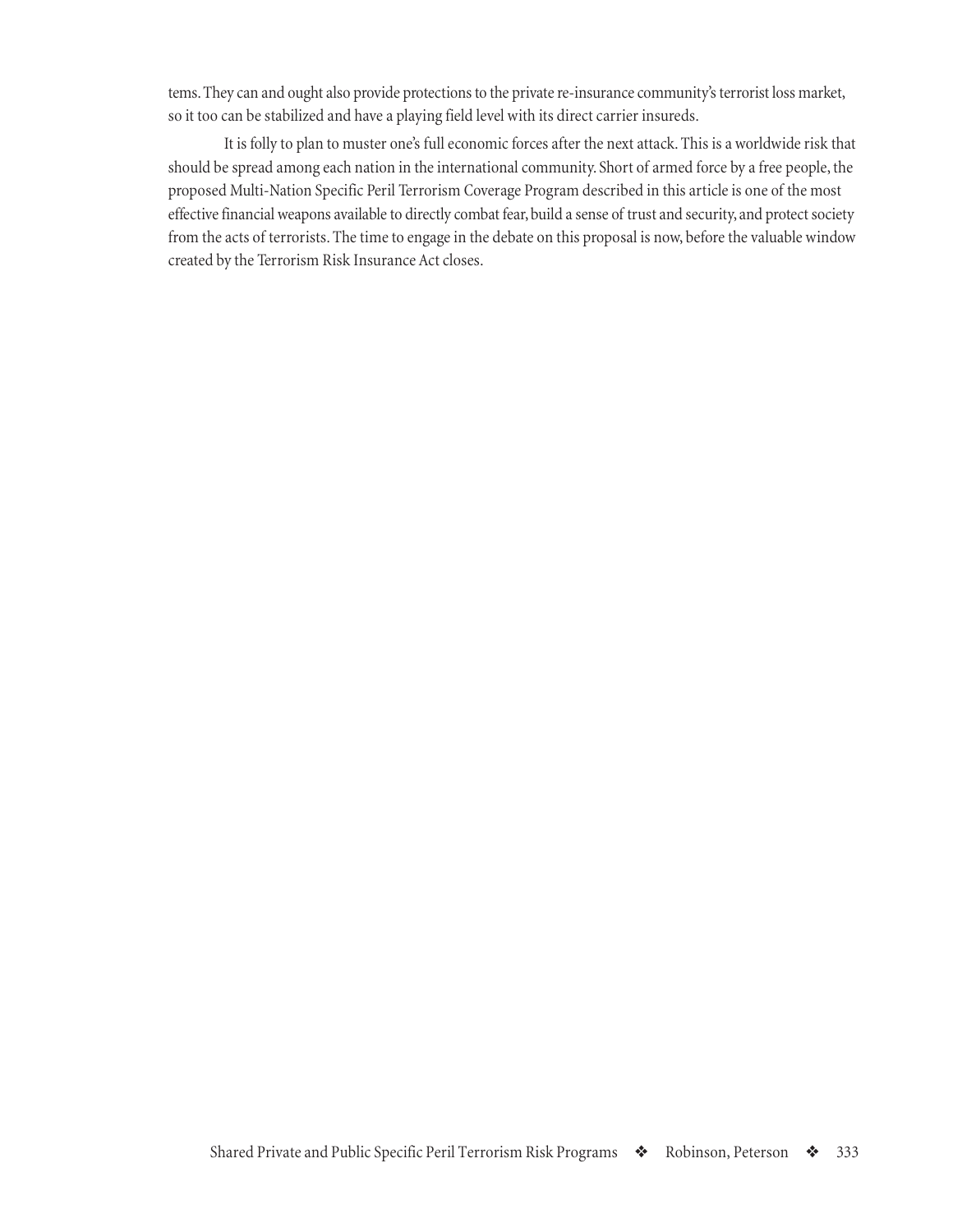tems. They can and ought also provide protections to the private re-insurance community's terrorist loss market, so it too can be stabilized and have a playing field level with its direct carrier insureds.

It is folly to plan to muster one's full economic forces after the next attack. This is a worldwide risk that should be spread among each nation in the international community. Short of armed force by a free people, the proposed Multi-Nation Specific Peril Terrorism Coverage Program described in this article is one of the most effective financial weapons available to directly combat fear, build a sense of trust and security, and protect society from the acts of terrorists. The time to engage in the debate on this proposal is now, before the valuable window created by the Terrorism Risk Insurance Act closes.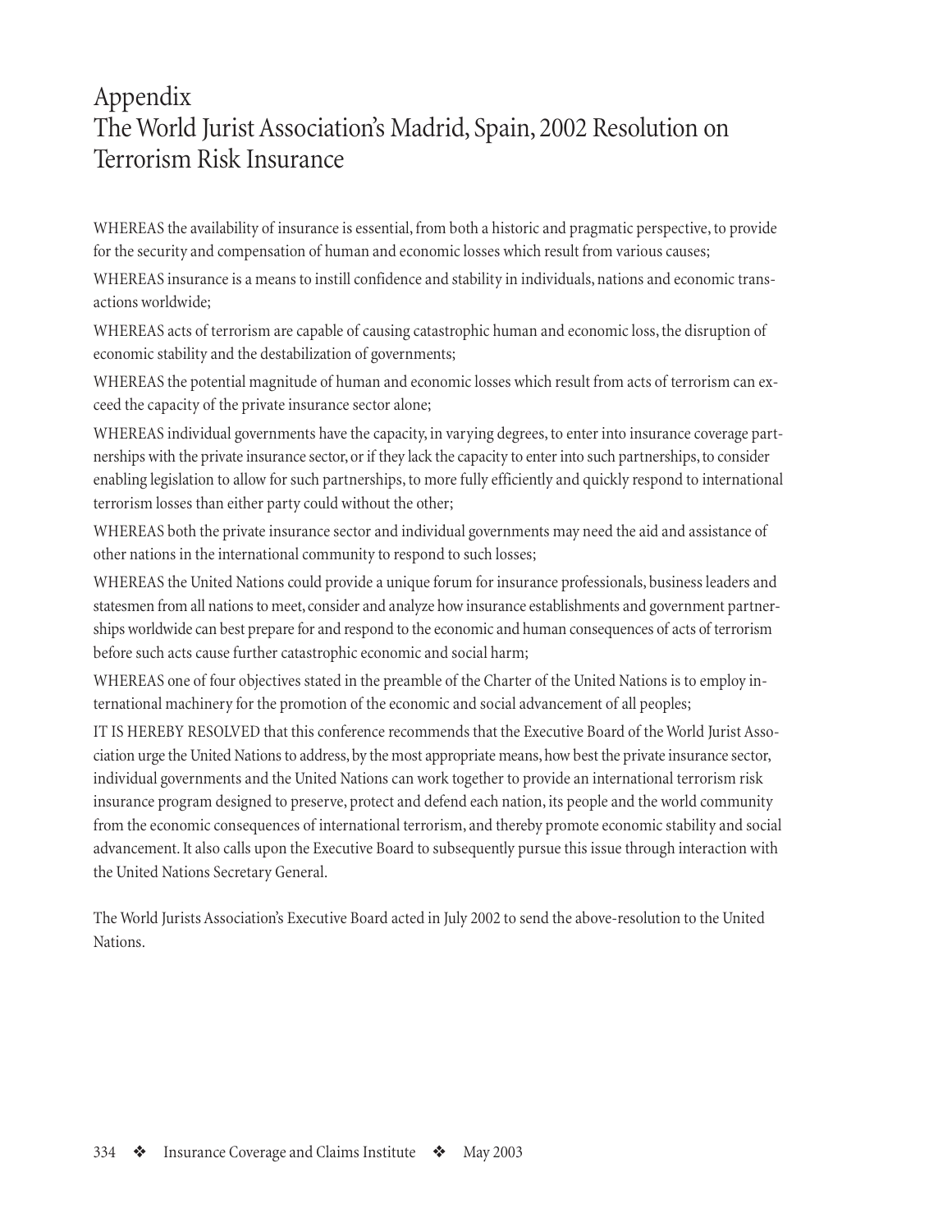# Appendix
# The World Jurist Association's Madrid, Spain, 2002 Resolution on Terrorism Risk Insurance

WHEREAS the availability of insurance is essential, from both a historic and pragmatic perspective, to provide for the security and compensation of human and economic losses which result from various causes;

WHEREAS insurance is a means to instill confidence and stability in individuals, nations and economic transactions worldwide;

WHEREAS acts of terrorism are capable of causing catastrophic human and economic loss, the disruption of economic stability and the destabilization of governments;

WHEREAS the potential magnitude of human and economic losses which result from acts of terrorism can exceed the capacity of the private insurance sector alone;

WHEREAS individual governments have the capacity, in varying degrees, to enter into insurance coverage partnerships with the private insurance sector, or if they lack the capacity to enter into such partnerships, to consider enabling legislation to allow for such partnerships, to more fully efficiently and quickly respond to international terrorism losses than either party could without the other;

WHEREAS both the private insurance sector and individual governments may need the aid and assistance of other nations in the international community to respond to such losses;

WHEREAS the United Nations could provide a unique forum for insurance professionals, business leaders and statesmen from all nations to meet, consider and analyze how insurance establishments and government partnerships worldwide can best prepare for and respond to the economic and human consequences of acts of terrorism before such acts cause further catastrophic economic and social harm;

WHEREAS one of four objectives stated in the preamble of the Charter of the United Nations is to employ international machinery for the promotion of the economic and social advancement of all peoples;

IT IS HEREBY RESOLVED that this conference recommends that the Executive Board of the World Jurist Association urge the United Nations to address, by the most appropriate means, how best the private insurance sector, individual governments and the United Nations can work together to provide an international terrorism risk insurance program designed to preserve, protect and defend each nation, its people and the world community from the economic consequences of international terrorism, and thereby promote economic stability and social advancement. It also calls upon the Executive Board to subsequently pursue this issue through interaction with the United Nations Secretary General.

The World Jurists Association's Executive Board acted in July 2002 to send the above-resolution to the United Nations.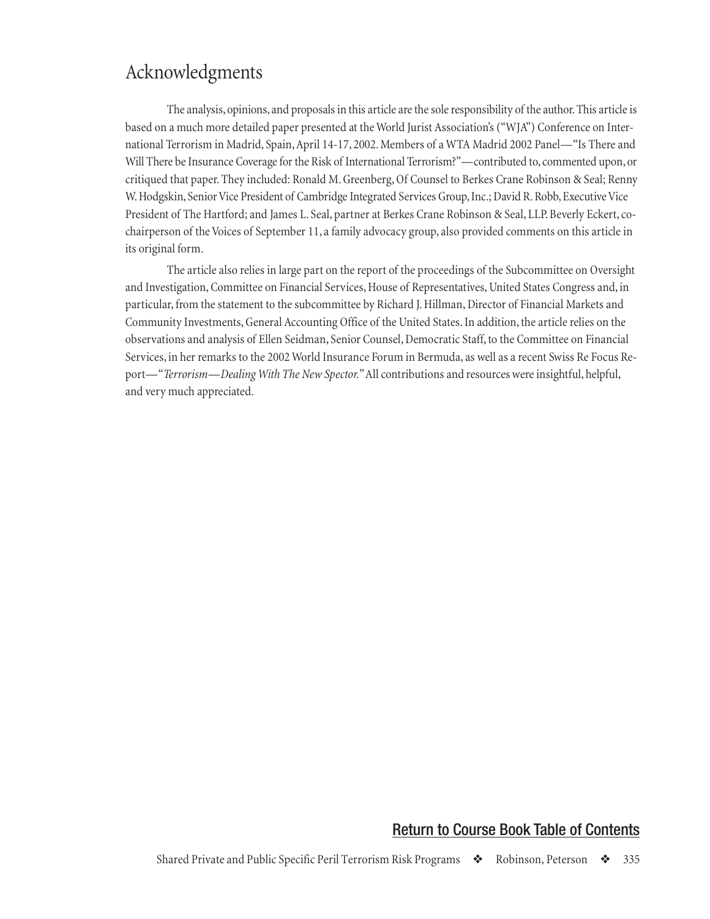## Acknowledgments

The analysis, opinions, and proposals in this article are the sole responsibility of the author. This article is based on a much more detailed paper presented at the World Jurist Association's ("WJA") Conference on International Terrorism in Madrid, Spain, April 14-17, 2002. Members of a WTA Madrid 2002 Panel—"Is There and Will There be Insurance Coverage for the Risk of International Terrorism?"—contributed to, commented upon, or critiqued that paper. They included: Ronald M. Greenberg, Of Counsel to Berkes Crane Robinson & Seal; Renny W. Hodgskin, Senior Vice President of Cambridge Integrated Services Group, Inc.; David R. Robb, Executive Vice President of The Hartford; and James L. Seal, partner at Berkes Crane Robinson & Seal, LLP. Beverly Eckert, co-chairperson of the Voices of September 11, a family advocacy group, also provided comments on this article in its original form.

The article also relies in large part on the report of the proceedings of the Subcommittee on Oversight and Investigation, Committee on Financial Services, House of Representatives, United States Congress and, in particular, from the statement to the subcommittee by Richard J. Hillman, Director of Financial Markets and Community Investments, General Accounting Office of the United States. In addition, the article relies on the observations and analysis of Ellen Seidman, Senior Counsel, Democratic Staff, to the Committee on Financial Services, in her remarks to the 2002 World Insurance Forum in Bermuda, as well as a recent Swiss Re Focus Report—"*Terrorism—Dealing With The New Spector.*" All contributions and resources were insightful, helpful, and very much appreciated.

Return to Course Book Table of Contents